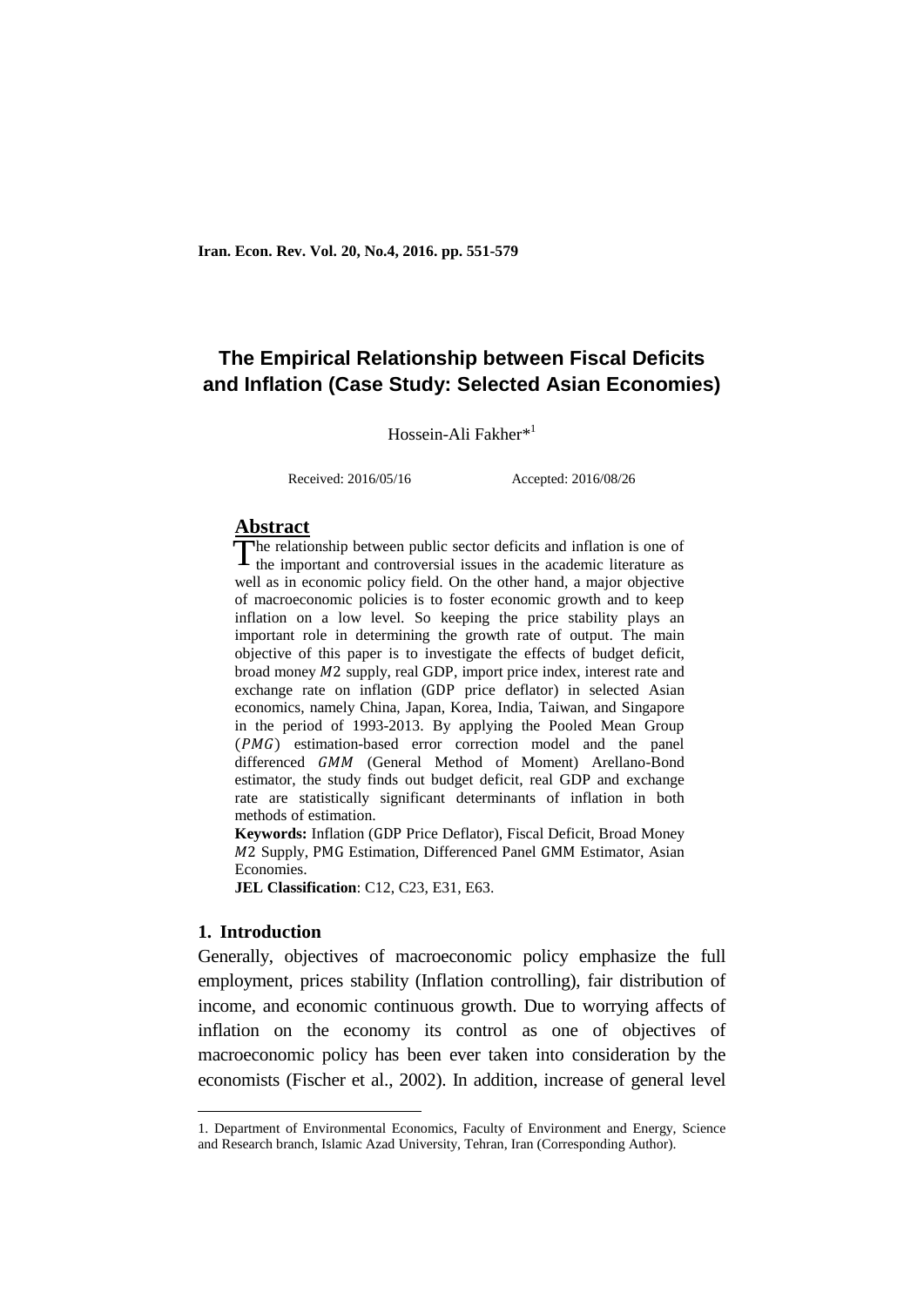# The Empirical Relationship between Fiscal Deficits and Inflation (Case Study: Selected Asian Economies)

Hossein-Ali Fakher*[1]

Received: 2016/05/16 Accepted: 2016/08/26

## Abstract

The relationship between public sector deficits and inflation is one of the important and controversial issues in the academic literature as well as in economic policy field. On the other hand, a major objective of macroeconomic policies is to foster economic growth and to keep inflation on a low level. So keeping the price stability plays an important role in determining the growth rate of output. The main objective of this paper is to investigate the effects of budget deficit, broad money $M2$ supply, real GDP, import price index, interest rate and exchange rate on inflation (GDP price deflator) in selected Asian economics, namely China, Japan, Korea, India, Taiwan, and Singapore in the period of 1993-2013. By applying the Pooled Mean Group ($PMG$) estimation-based error correction model and the panel differenced $GMM$ (General Method of Moment) Arellano-Bond estimator, the study finds out budget deficit, real GDP and exchange rate are statistically significant determinants of inflation in both methods of estimation.

**Keywords:** Inflation (GDP Price Deflator), Fiscal Deficit, Broad Money $M2$ Supply, PMG Estimation, Differenced Panel GMM Estimator, Asian Economies.

**JEL Classification**: C12, C23, E31, E63.

## 1. Introduction

Generally, objectives of macroeconomic policy emphasize the full employment, prices stability (Inflation controlling), fair distribution of income, and economic continuous growth. Due to worrying affects of inflation on the economy its control as one of objectives of macroeconomic policy has been ever taken into consideration by the economists (Fischer et al., 2002). In addition, increase of general level

1. Department of Environmental Economics, Faculty of Environment and Energy, Science and Research branch, Islamic Azad University, Tehran, Iran (Corresponding Author).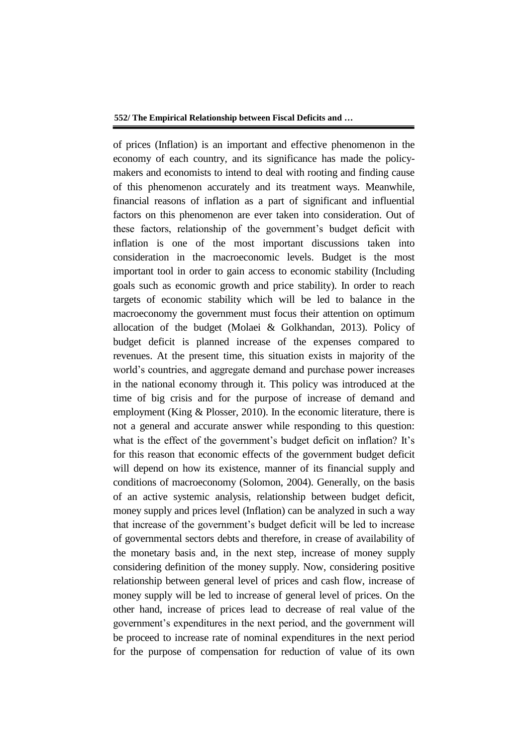of prices (Inflation) is an important and effective phenomenon in the economy of each country, and its significance has made the policy-makers and economists to intend to deal with rooting and finding cause of this phenomenon accurately and its treatment ways. Meanwhile, financial reasons of inflation as a part of significant and influential factors on this phenomenon are ever taken into consideration. Out of these factors, relationship of the government's budget deficit with inflation is one of the most important discussions taken into consideration in the macroeconomic levels. Budget is the most important tool in order to gain access to economic stability (Including goals such as economic growth and price stability). In order to reach targets of economic stability which will be led to balance in the macroeconomy the government must focus their attention on optimum allocation of the budget (Molaei & Golkhandan, 2013). Policy of budget deficit is planned increase of the expenses compared to revenues. At the present time, this situation exists in majority of the world's countries, and aggregate demand and purchase power increases in the national economy through it. This policy was introduced at the time of big crisis and for the purpose of increase of demand and employment (King & Plosser, 2010). In the economic literature, there is not a general and accurate answer while responding to this question: what is the effect of the government's budget deficit on inflation? It's for this reason that economic effects of the government budget deficit will depend on how its existence, manner of its financial supply and conditions of macroeconomy (Solomon, 2004). Generally, on the basis of an active systemic analysis, relationship between budget deficit, money supply and prices level (Inflation) can be analyzed in such a way that increase of the government's budget deficit will be led to increase of governmental sectors debts and therefore, in crease of availability of the monetary basis and, in the next step, increase of money supply considering definition of the money supply. Now, considering positive relationship between general level of prices and cash flow, increase of money supply will be led to increase of general level of prices. On the other hand, increase of prices lead to decrease of real value of the government's expenditures in the next period, and the government will be proceed to increase rate of nominal expenditures in the next period for the purpose of compensation for reduction of value of its own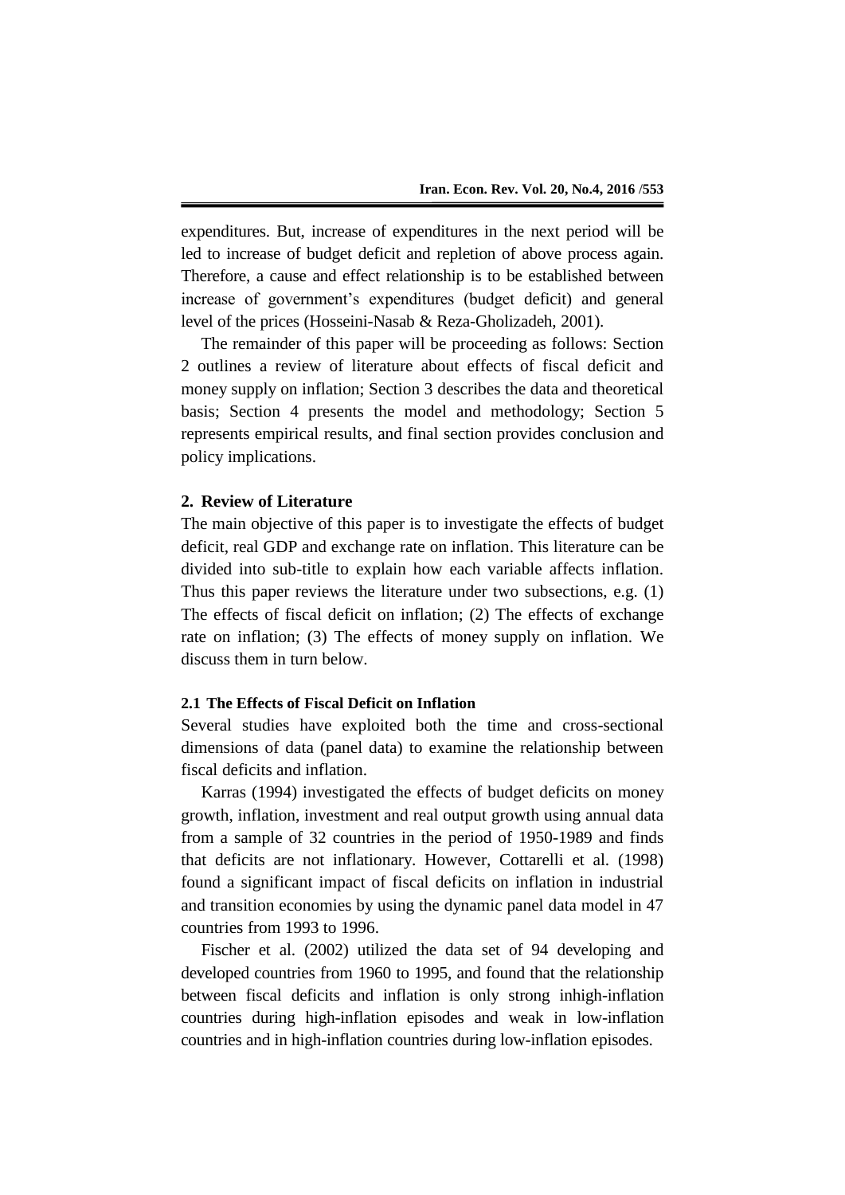expenditures. But, increase of expenditures in the next period will be led to increase of budget deficit and repletion of above process again. Therefore, a cause and effect relationship is to be established between increase of government's expenditures (budget deficit) and general level of the prices (Hosseini-Nasab & Reza-Gholizadeh, 2001).

The remainder of this paper will be proceeding as follows: Section 2 outlines a review of literature about effects of fiscal deficit and money supply on inflation; Section 3 describes the data and theoretical basis; Section 4 presents the model and methodology; Section 5 represents empirical results, and final section provides conclusion and policy implications.

## 2. Review of Literature

The main objective of this paper is to investigate the effects of budget deficit, real GDP and exchange rate on inflation. This literature can be divided into sub-title to explain how each variable affects inflation. Thus this paper reviews the literature under two subsections, e.g. (1) The effects of fiscal deficit on inflation; (2) The effects of exchange rate on inflation; (3) The effects of money supply on inflation. We discuss them in turn below.

### 2.1 The Effects of Fiscal Deficit on Inflation

Several studies have exploited both the time and cross-sectional dimensions of data (panel data) to examine the relationship between fiscal deficits and inflation.

Karras (1994) investigated the effects of budget deficits on money growth, inflation, investment and real output growth using annual data from a sample of 32 countries in the period of 1950-1989 and finds that deficits are not inflationary. However, Cottarelli et al. (1998) found a significant impact of fiscal deficits on inflation in industrial and transition economies by using the dynamic panel data model in 47 countries from 1993 to 1996.

Fischer et al. (2002) utilized the data set of 94 developing and developed countries from 1960 to 1995, and found that the relationship between fiscal deficits and inflation is only strong inhigh-inflation countries during high-inflation episodes and weak in low-inflation countries and in high-inflation countries during low-inflation episodes.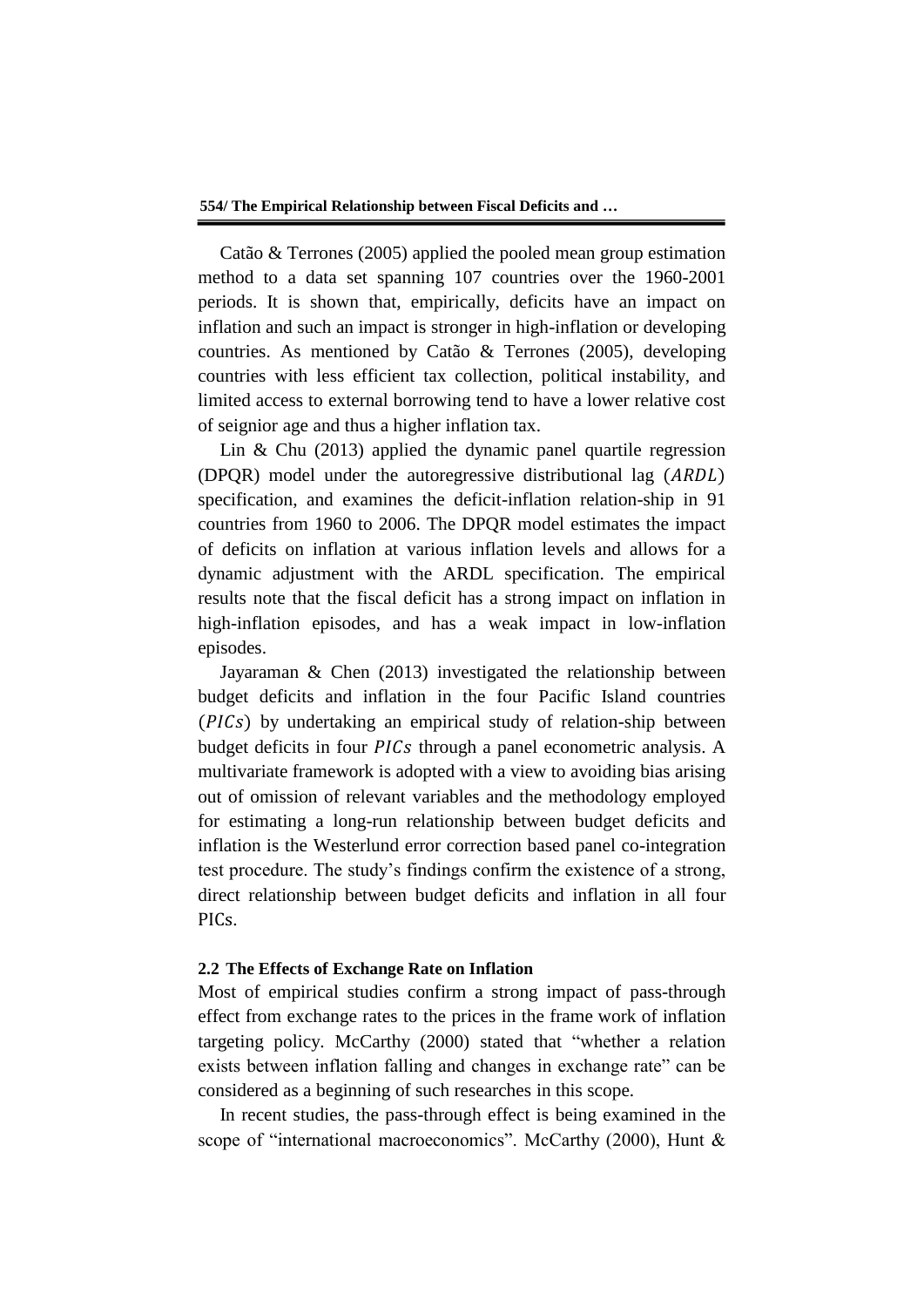Catão & Terrones (2005) applied the pooled mean group estimation method to a data set spanning 107 countries over the 1960-2001 periods. It is shown that, empirically, deficits have an impact on inflation and such an impact is stronger in high-inflation or developing countries. As mentioned by Catão & Terrones (2005), developing countries with less efficient tax collection, political instability, and limited access to external borrowing tend to have a lower relative cost of seignior age and thus a higher inflation tax.

Lin & Chu (2013) applied the dynamic panel quartile regression (DPQR) model under the autoregressive distributional lag ($ARDL$) specification, and examines the deficit-inflation relation-ship in 91 countries from 1960 to 2006. The DPQR model estimates the impact of deficits on inflation at various inflation levels and allows for a dynamic adjustment with the ARDL specification. The empirical results note that the fiscal deficit has a strong impact on inflation in high-inflation episodes, and has a weak impact in low-inflation episodes.

Jayaraman & Chen (2013) investigated the relationship between budget deficits and inflation in the four Pacific Island countries ($PICs$) by undertaking an empirical study of relation-ship between budget deficits in four $PICs$ through a panel econometric analysis. A multivariate framework is adopted with a view to avoiding bias arising out of omission of relevant variables and the methodology employed for estimating a long-run relationship between budget deficits and inflation is the Westerlund error correction based panel co-integration test procedure. The study's findings confirm the existence of a strong, direct relationship between budget deficits and inflation in all four PICs.

### 2.2 The Effects of Exchange Rate on Inflation

Most of empirical studies confirm a strong impact of pass-through effect from exchange rates to the prices in the frame work of inflation targeting policy. McCarthy (2000) stated that "whether a relation exists between inflation falling and changes in exchange rate" can be considered as a beginning of such researches in this scope.

In recent studies, the pass-through effect is being examined in the scope of "international macroeconomics". McCarthy (2000), Hunt &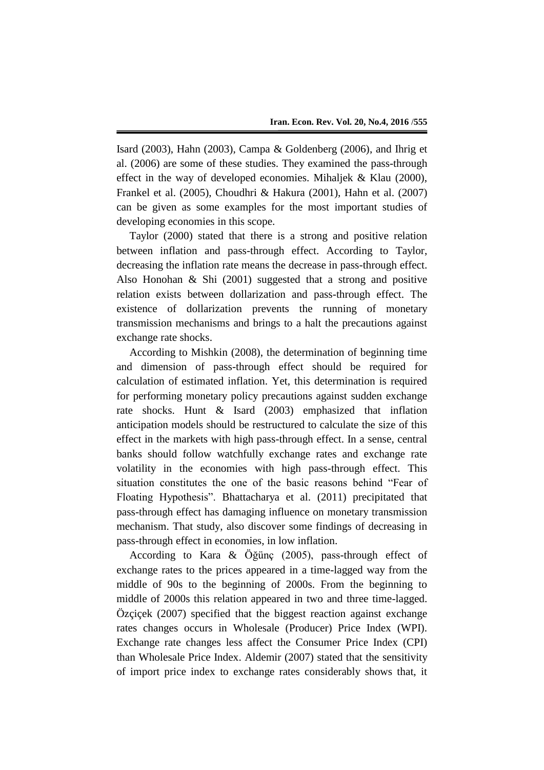Isard (2003), Hahn (2003), Campa & Goldenberg (2006), and Ihrig et al. (2006) are some of these studies. They examined the pass-through effect in the way of developed economies. Mihaljek & Klau (2000), Frankel et al. (2005), Choudhri & Hakura (2001), Hahn et al. (2007) can be given as some examples for the most important studies of developing economies in this scope.

Taylor (2000) stated that there is a strong and positive relation between inflation and pass-through effect. According to Taylor, decreasing the inflation rate means the decrease in pass-through effect. Also Honohan & Shi (2001) suggested that a strong and positive relation exists between dollarization and pass-through effect. The existence of dollarization prevents the running of monetary transmission mechanisms and brings to a halt the precautions against exchange rate shocks.

According to Mishkin (2008), the determination of beginning time and dimension of pass-through effect should be required for calculation of estimated inflation. Yet, this determination is required for performing monetary policy precautions against sudden exchange rate shocks. Hunt & Isard (2003) emphasized that inflation anticipation models should be restructured to calculate the size of this effect in the markets with high pass-through effect. In a sense, central banks should follow watchfully exchange rates and exchange rate volatility in the economies with high pass-through effect. This situation constitutes the one of the basic reasons behind "Fear of Floating Hypothesis". Bhattacharya et al. (2011) precipitated that pass-through effect has damaging influence on monetary transmission mechanism. That study, also discover some findings of decreasing in pass-through effect in economies, in low inflation.

According to Kara & Öğünç (2005), pass-through effect of exchange rates to the prices appeared in a time-lagged way from the middle of 90s to the beginning of 2000s. From the beginning to middle of 2000s this relation appeared in two and three time-lagged. Özçiçek (2007) specified that the biggest reaction against exchange rates changes occurs in Wholesale (Producer) Price Index (WPI). Exchange rate changes less affect the Consumer Price Index (CPI) than Wholesale Price Index. Aldemir (2007) stated that the sensitivity of import price index to exchange rates considerably shows that, it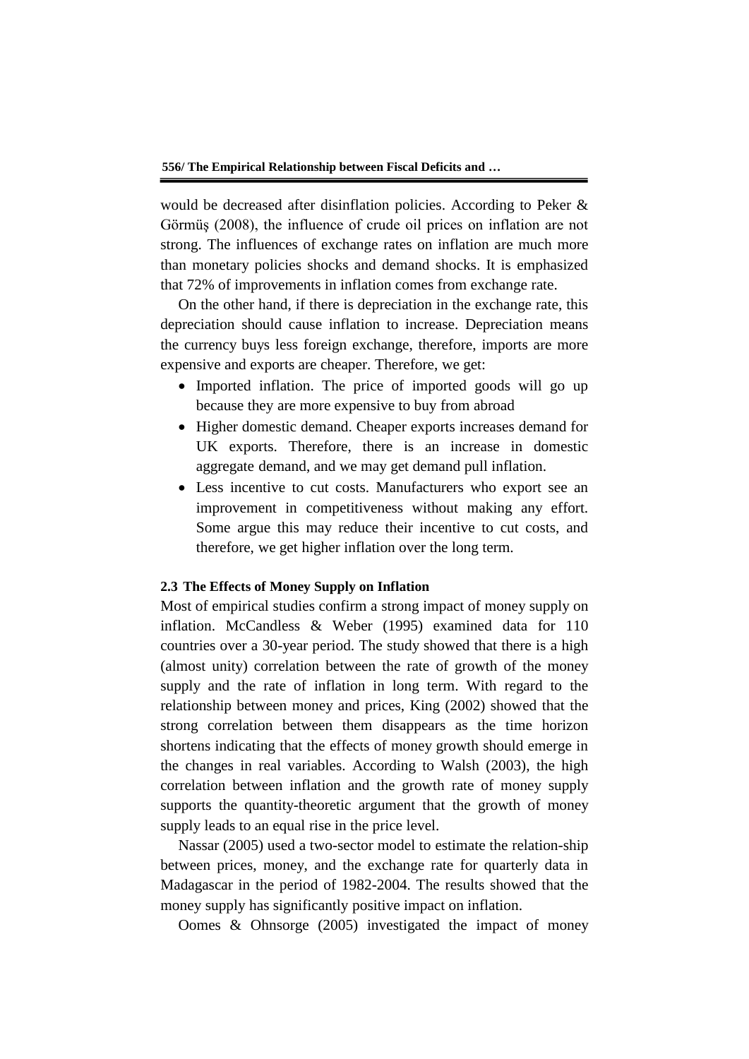would be decreased after disinflation policies. According to Peker & Görmüş (2008), the influence of crude oil prices on inflation are not strong. The influences of exchange rates on inflation are much more than monetary policies shocks and demand shocks. It is emphasized that 72% of improvements in inflation comes from exchange rate.

On the other hand, if there is depreciation in the exchange rate, this depreciation should cause inflation to increase. Depreciation means the currency buys less foreign exchange, therefore, imports are more expensive and exports are cheaper. Therefore, we get:

- Imported inflation. The price of imported goods will go up because they are more expensive to buy from abroad
- Higher domestic demand. Cheaper exports increases demand for UK exports. Therefore, there is an increase in domestic aggregate demand, and we may get demand pull inflation.
- Less incentive to cut costs. Manufacturers who export see an improvement in competitiveness without making any effort. Some argue this may reduce their incentive to cut costs, and therefore, we get higher inflation over the long term.

### 2.3 The Effects of Money Supply on Inflation

Most of empirical studies confirm a strong impact of money supply on inflation. McCandless & Weber (1995) examined data for 110 countries over a 30-year period. The study showed that there is a high (almost unity) correlation between the rate of growth of the money supply and the rate of inflation in long term. With regard to the relationship between money and prices, King (2002) showed that the strong correlation between them disappears as the time horizon shortens indicating that the effects of money growth should emerge in the changes in real variables. According to Walsh (2003), the high correlation between inflation and the growth rate of money supply supports the quantity-theoretic argument that the growth of money supply leads to an equal rise in the price level.

Nassar (2005) used a two-sector model to estimate the relation-ship between prices, money, and the exchange rate for quarterly data in Madagascar in the period of 1982-2004. The results showed that the money supply has significantly positive impact on inflation.

Oomes & Ohnsorge (2005) investigated the impact of money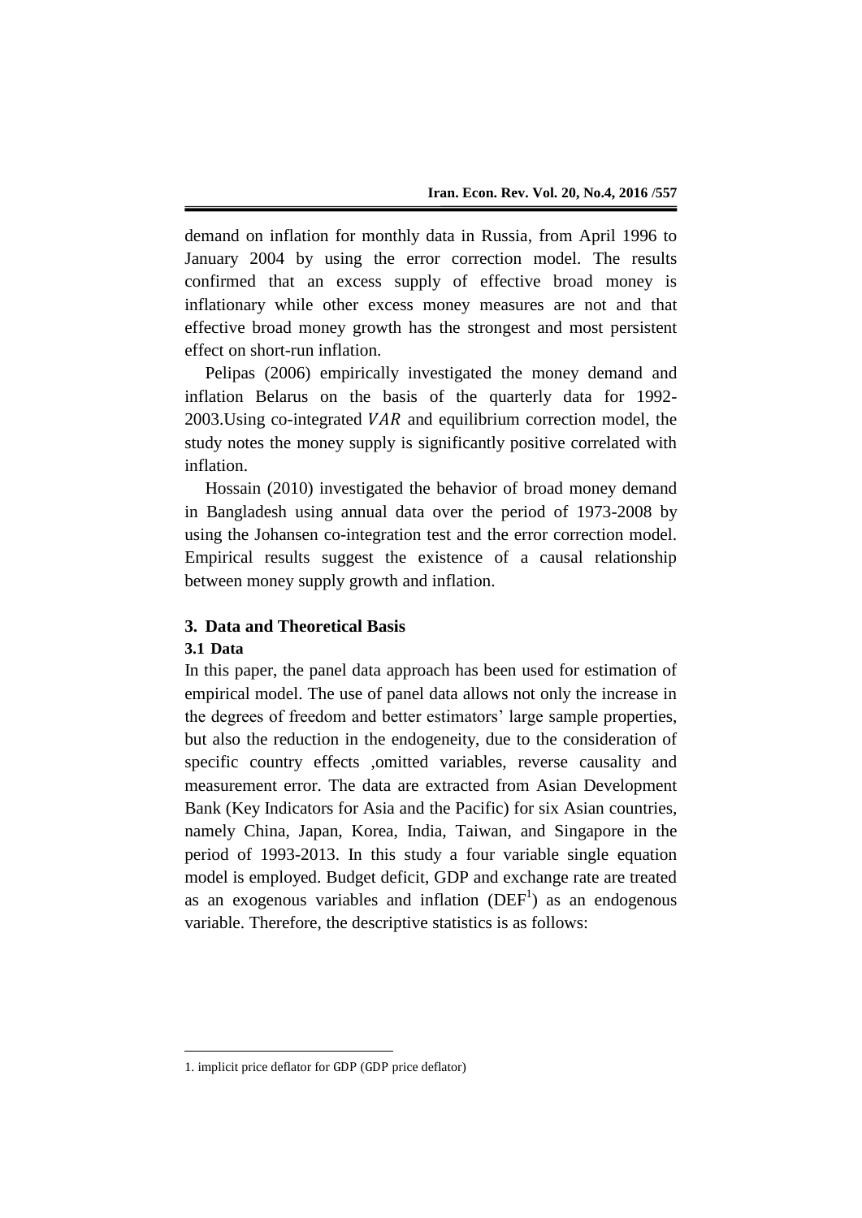demand on inflation for monthly data in Russia, from April 1996 to January 2004 by using the error correction model. The results confirmed that an excess supply of effective broad money is inflationary while other excess money measures are not and that effective broad money growth has the strongest and most persistent effect on short-run inflation.

Pelipas (2006) empirically investigated the money demand and inflation Belarus on the basis of the quarterly data for 1992-2003.Using co-integrated $VAR$ and equilibrium correction model, the study notes the money supply is significantly positive correlated with inflation.

Hossain (2010) investigated the behavior of broad money demand in Bangladesh using annual data over the period of 1973-2008 by using the Johansen co-integration test and the error correction model. Empirical results suggest the existence of a causal relationship between money supply growth and inflation.

## 3. Data and Theoretical Basis

### 3.1 Data

In this paper, the panel data approach has been used for estimation of empirical model. The use of panel data allows not only the increase in the degrees of freedom and better estimators' large sample properties, but also the reduction in the endogeneity, due to the consideration of specific country effects ,omitted variables, reverse causality and measurement error. The data are extracted from Asian Development Bank (Key Indicators for Asia and the Pacific) for six Asian countries, namely China, Japan, Korea, India, Taiwan, and Singapore in the period of 1993-2013. In this study a four variable single equation model is employed. Budget deficit, GDP and exchange rate are treated as an exogenous variables and inflation (DEF[1]) as an endogenous variable. Therefore, the descriptive statistics is as follows:

1. implicit price deflator for GDP (GDP price deflator)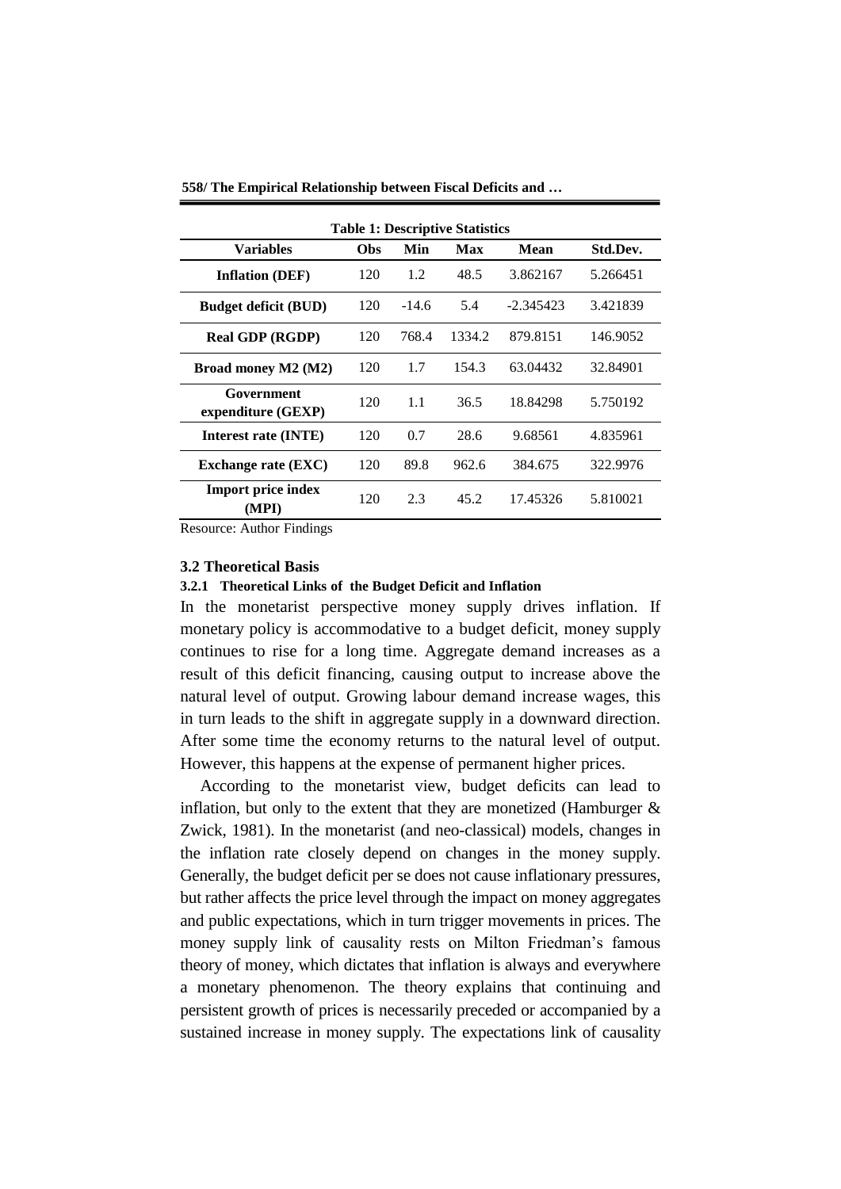**Table 1: Descriptive Statistics**

| Variables | Obs | Min | Max | Mean | Std.Dev. |
|---|---|---|---|---|---|
| **Inflation (DEF)** | 120 | 1.2 | 48.5 | 3.862167 | 5.266451 |
| **Budget deficit (BUD)** | 120 | -14.6 | 5.4 | -2.345423 | 3.421839 |
| **Real GDP (RGDP)** | 120 | 768.4 | 1334.2 | 879.8151 | 146.9052 |
| **Broad money M2 (M2)** | 120 | 1.7 | 154.3 | 63.04432 | 32.84901 |
| **Government expenditure (GEXP)** | 120 | 1.1 | 36.5 | 18.84298 | 5.750192 |
| **Interest rate (INTE)** | 120 | 0.7 | 28.6 | 9.68561 | 4.835961 |
| **Exchange rate (EXC)** | 120 | 89.8 | 962.6 | 384.675 | 322.9976 |
| **Import price index (MPI)** | 120 | 2.3 | 45.2 | 17.45326 | 5.810021 |

Resource: Author Findings

### 3.2 Theoretical Basis

#### 3.2.1 Theoretical Links of the Budget Deficit and Inflation

In the monetarist perspective money supply drives inflation. If monetary policy is accommodative to a budget deficit, money supply continues to rise for a long time. Aggregate demand increases as a result of this deficit financing, causing output to increase above the natural level of output. Growing labour demand increase wages, this in turn leads to the shift in aggregate supply in a downward direction. After some time the economy returns to the natural level of output. However, this happens at the expense of permanent higher prices.

According to the monetarist view, budget deficits can lead to inflation, but only to the extent that they are monetized (Hamburger & Zwick, 1981). In the monetarist (and neo-classical) models, changes in the inflation rate closely depend on changes in the money supply. Generally, the budget deficit per se does not cause inflationary pressures, but rather affects the price level through the impact on money aggregates and public expectations, which in turn trigger movements in prices. The money supply link of causality rests on Milton Friedman's famous theory of money, which dictates that inflation is always and everywhere a monetary phenomenon. The theory explains that continuing and persistent growth of prices is necessarily preceded or accompanied by a sustained increase in money supply. The expectations link of causality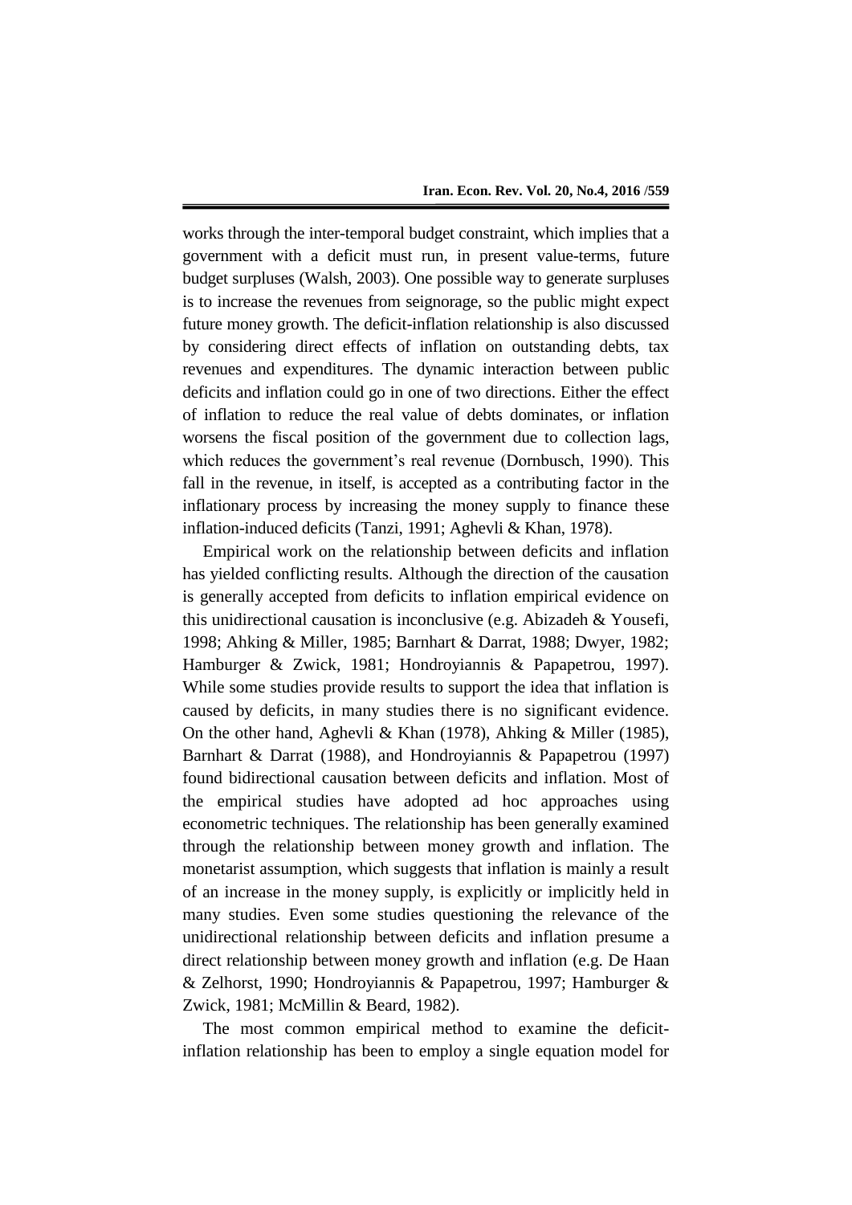works through the inter-temporal budget constraint, which implies that a government with a deficit must run, in present value-terms, future budget surpluses (Walsh, 2003). One possible way to generate surpluses is to increase the revenues from seignorage, so the public might expect future money growth. The deficit-inflation relationship is also discussed by considering direct effects of inflation on outstanding debts, tax revenues and expenditures. The dynamic interaction between public deficits and inflation could go in one of two directions. Either the effect of inflation to reduce the real value of debts dominates, or inflation worsens the fiscal position of the government due to collection lags, which reduces the government's real revenue (Dornbusch, 1990). This fall in the revenue, in itself, is accepted as a contributing factor in the inflationary process by increasing the money supply to finance these inflation-induced deficits (Tanzi, 1991; Aghevli & Khan, 1978).

Empirical work on the relationship between deficits and inflation has yielded conflicting results. Although the direction of the causation is generally accepted from deficits to inflation empirical evidence on this unidirectional causation is inconclusive (e.g. Abizadeh & Yousefi, 1998; Ahking & Miller, 1985; Barnhart & Darrat, 1988; Dwyer, 1982; Hamburger & Zwick, 1981; Hondroyiannis & Papapetrou, 1997). While some studies provide results to support the idea that inflation is caused by deficits, in many studies there is no significant evidence. On the other hand, Aghevli & Khan (1978), Ahking & Miller (1985), Barnhart & Darrat (1988), and Hondroyiannis & Papapetrou (1997) found bidirectional causation between deficits and inflation. Most of the empirical studies have adopted ad hoc approaches using econometric techniques. The relationship has been generally examined through the relationship between money growth and inflation. The monetarist assumption, which suggests that inflation is mainly a result of an increase in the money supply, is explicitly or implicitly held in many studies. Even some studies questioning the relevance of the unidirectional relationship between deficits and inflation presume a direct relationship between money growth and inflation (e.g. De Haan & Zelhorst, 1990; Hondroyiannis & Papapetrou, 1997; Hamburger & Zwick, 1981; McMillin & Beard, 1982).

The most common empirical method to examine the deficit-inflation relationship has been to employ a single equation model for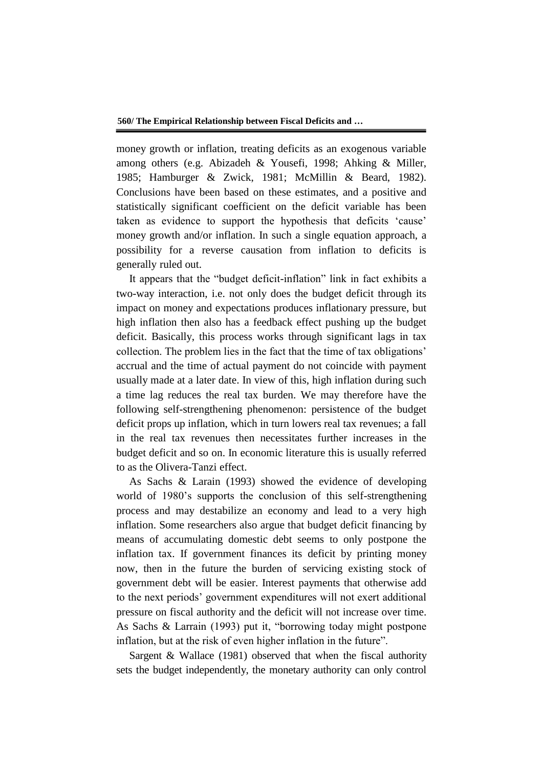money growth or inflation, treating deficits as an exogenous variable among others (e.g. Abizadeh & Yousefi, 1998; Ahking & Miller, 1985; Hamburger & Zwick, 1981; McMillin & Beard, 1982). Conclusions have been based on these estimates, and a positive and statistically significant coefficient on the deficit variable has been taken as evidence to support the hypothesis that deficits 'cause' money growth and/or inflation. In such a single equation approach, a possibility for a reverse causation from inflation to deficits is generally ruled out.

It appears that the "budget deficit-inflation" link in fact exhibits a two-way interaction, i.e. not only does the budget deficit through its impact on money and expectations produces inflationary pressure, but high inflation then also has a feedback effect pushing up the budget deficit. Basically, this process works through significant lags in tax collection. The problem lies in the fact that the time of tax obligations' accrual and the time of actual payment do not coincide with payment usually made at a later date. In view of this, high inflation during such a time lag reduces the real tax burden. We may therefore have the following self-strengthening phenomenon: persistence of the budget deficit props up inflation, which in turn lowers real tax revenues; a fall in the real tax revenues then necessitates further increases in the budget deficit and so on. In economic literature this is usually referred to as the Olivera-Tanzi effect.

As Sachs & Larain (1993) showed the evidence of developing world of 1980's supports the conclusion of this self-strengthening process and may destabilize an economy and lead to a very high inflation. Some researchers also argue that budget deficit financing by means of accumulating domestic debt seems to only postpone the inflation tax. If government finances its deficit by printing money now, then in the future the burden of servicing existing stock of government debt will be easier. Interest payments that otherwise add to the next periods' government expenditures will not exert additional pressure on fiscal authority and the deficit will not increase over time. As Sachs & Larrain (1993) put it, "borrowing today might postpone inflation, but at the risk of even higher inflation in the future".

Sargent & Wallace (1981) observed that when the fiscal authority sets the budget independently, the monetary authority can only control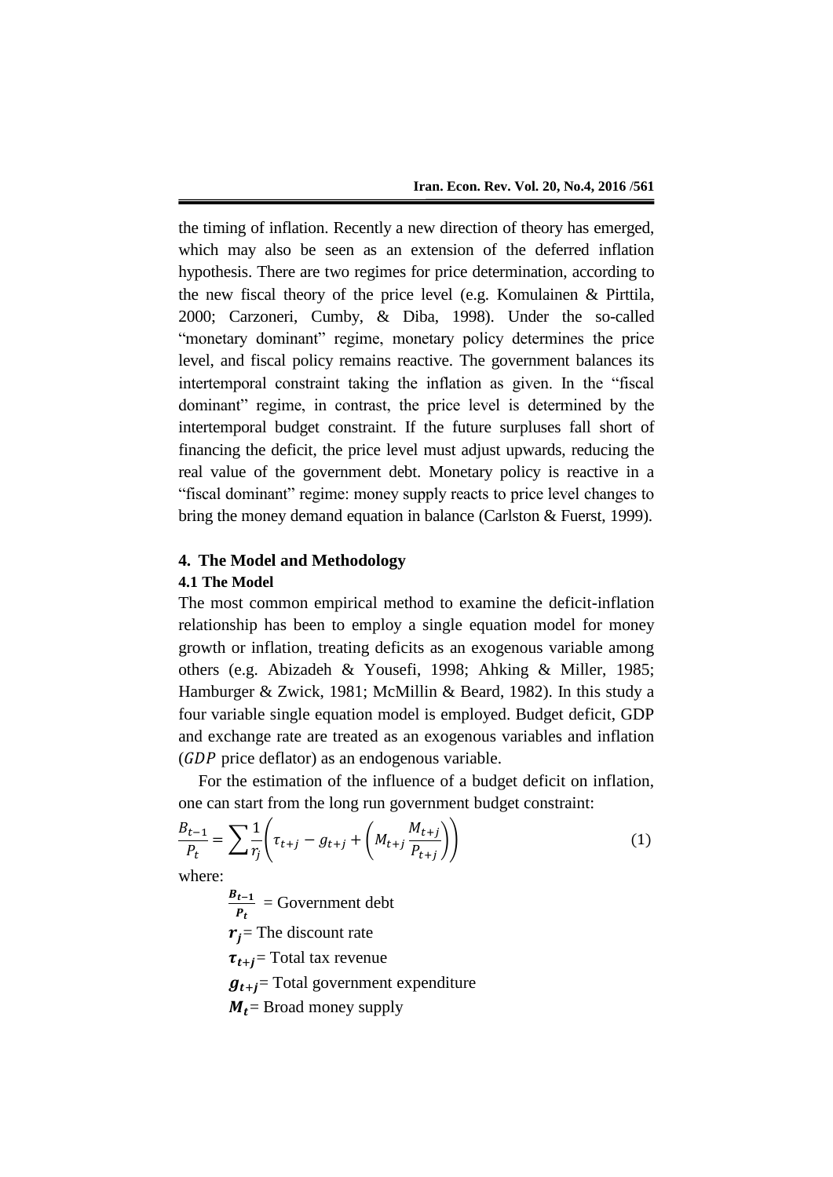the timing of inflation. Recently a new direction of theory has emerged, which may also be seen as an extension of the deferred inflation hypothesis. There are two regimes for price determination, according to the new fiscal theory of the price level (e.g. Komulainen & Pirttila, 2000; Carzoneri, Cumby, & Diba, 1998). Under the so-called "monetary dominant" regime, monetary policy determines the price level, and fiscal policy remains reactive. The government balances its intertemporal constraint taking the inflation as given. In the "fiscal dominant" regime, in contrast, the price level is determined by the intertemporal budget constraint. If the future surpluses fall short of financing the deficit, the price level must adjust upwards, reducing the real value of the government debt. Monetary policy is reactive in a "fiscal dominant" regime: money supply reacts to price level changes to bring the money demand equation in balance (Carlston & Fuerst, 1999).

## 4. The Model and Methodology

### 4.1 The Model

The most common empirical method to examine the deficit-inflation relationship has been to employ a single equation model for money growth or inflation, treating deficits as an exogenous variable among others (e.g. Abizadeh & Yousefi, 1998; Ahking & Miller, 1985; Hamburger & Zwick, 1981; McMillin & Beard, 1982). In this study a four variable single equation model is employed. Budget deficit, GDP and exchange rate are treated as an exogenous variables and inflation ($GDP$ price deflator) as an endogenous variable.

For the estimation of the influence of a budget deficit on inflation, one can start from the long run government budget constraint:

$$\frac{B_{t-1}}{P_t} = \sum \frac{1}{r_j}\left(\tau_{t+j} - g_{t+j} + \left(M_{t+j}\frac{M_{t+j}}{P_{t+j}}\right)\right) \tag{1}$$

where:

$\frac{B_{t-1}}{P_t}$ = Government debt

$r_j$ = The discount rate

$\tau_{t+j}$ = Total tax revenue

$g_{t+j}$ = Total government expenditure

$M_t$ = Broad money supply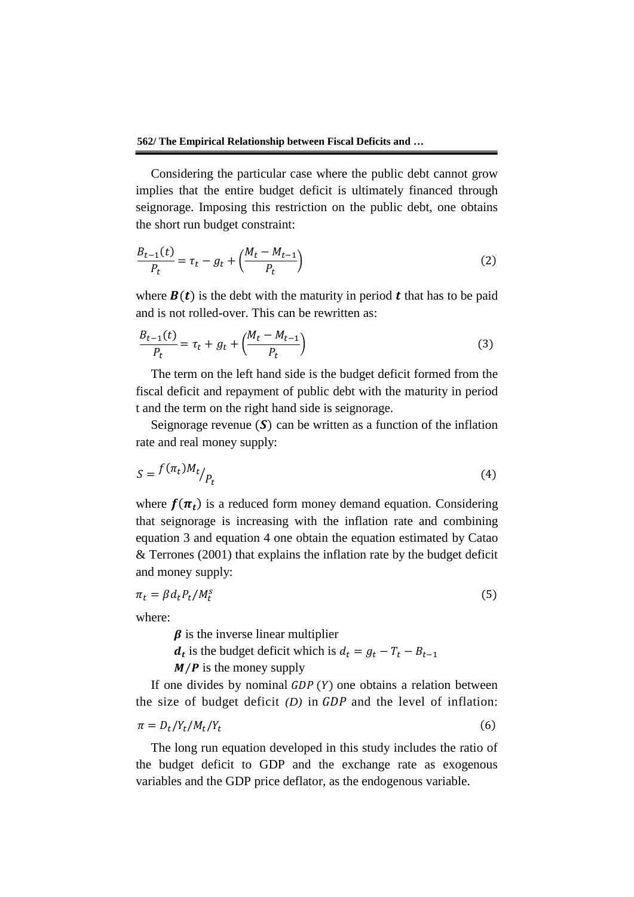Considering the particular case where the public debt cannot grow implies that the entire budget deficit is ultimately financed through seignorage. Imposing this restriction on the public debt, one obtains the short run budget constraint:

$$\frac{B_{t-1}(t)}{P_t} = \tau_t - g_t + \left(\frac{M_t - M_{t-1}}{P_t}\right) \tag{2}$$

where $\boldsymbol{B}(\boldsymbol{t})$ is the debt with the maturity in period $\boldsymbol{t}$ that has to be paid and is not rolled-over. This can be rewritten as:

$$\frac{B_{t-1}(t)}{P_t} = \tau_t + g_t + \left(\frac{M_t - M_{t-1}}{P_t}\right) \tag{3}$$

The term on the left hand side is the budget deficit formed from the fiscal deficit and repayment of public debt with the maturity in period t and the term on the right hand side is seignorage.

Seignorage revenue ($\boldsymbol{S}$) can be written as a function of the inflation rate and real money supply:

$$S = {}^{f(\pi_t)M_t}/_{P_t} \tag{4}$$

where $\boldsymbol{f}(\boldsymbol{\pi_t})$ is a reduced form money demand equation. Considering that seignorage is increasing with the inflation rate and combining equation 3 and equation 4 one obtain the equation estimated by Catao & Terrones (2001) that explains the inflation rate by the budget deficit and money supply:

$$\pi_t = \beta d_t P_t / M_t^s \tag{5}$$

where:

$\boldsymbol{\beta}$ is the inverse linear multiplier

$\boldsymbol{d_t}$ is the budget deficit which is $d_t = g_t - T_t - B_{t-1}$

$\boldsymbol{M/P}$ is the money supply

If one divides by nominal $GDP\,(Y)$ one obtains a relation between the size of budget deficit *(D)* in $GDP$ and the level of inflation:

$$\pi = D_t / Y_t / M_t / Y_t \tag{6}$$

The long run equation developed in this study includes the ratio of the budget deficit to GDP and the exchange rate as exogenous variables and the GDP price deflator, as the endogenous variable.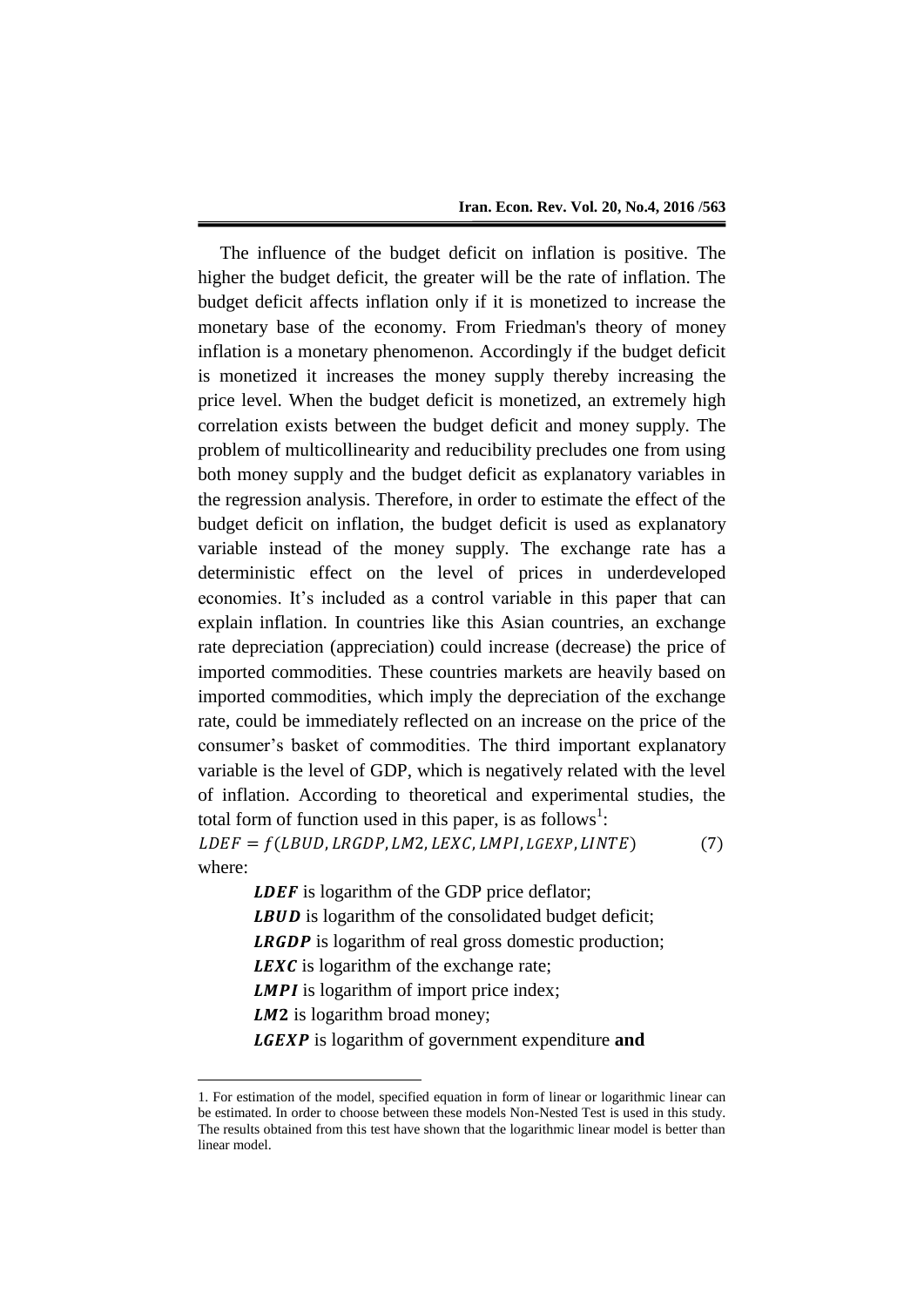The influence of the budget deficit on inflation is positive. The higher the budget deficit, the greater will be the rate of inflation. The budget deficit affects inflation only if it is monetized to increase the monetary base of the economy. From Friedman's theory of money inflation is a monetary phenomenon. Accordingly if the budget deficit is monetized it increases the money supply thereby increasing the price level. When the budget deficit is monetized, an extremely high correlation exists between the budget deficit and money supply. The problem of multicollinearity and reducibility precludes one from using both money supply and the budget deficit as explanatory variables in the regression analysis. Therefore, in order to estimate the effect of the budget deficit on inflation, the budget deficit is used as explanatory variable instead of the money supply. The exchange rate has a deterministic effect on the level of prices in underdeveloped economies. It's included as a control variable in this paper that can explain inflation. In countries like this Asian countries, an exchange rate depreciation (appreciation) could increase (decrease) the price of imported commodities. These countries markets are heavily based on imported commodities, which imply the depreciation of the exchange rate, could be immediately reflected on an increase on the price of the consumer's basket of commodities. The third important explanatory variable is the level of GDP, which is negatively related with the level of inflation. According to theoretical and experimental studies, the total form of function used in this paper, is as follows[1]:

$$LDEF = f(LBUD, LRGDP, LM2, LEXC, LMPI, LGEXP, LINTE) \tag{7}$$

where:

- ***LDEF*** is logarithm of the GDP price deflator;
- ***LBUD*** is logarithm of the consolidated budget deficit;
- ***LRGDP*** is logarithm of real gross domestic production;
- ***LEXC*** is logarithm of the exchange rate;
- ***LMPI*** is logarithm of import price index;
- ***LM2*** is logarithm broad money;
- ***LGEXP*** is logarithm of government expenditure **and**

---

1. For estimation of the model, specified equation in form of linear or logarithmic linear can be estimated. In order to choose between these models Non-Nested Test is used in this study. The results obtained from this test have shown that the logarithmic linear model is better than linear model.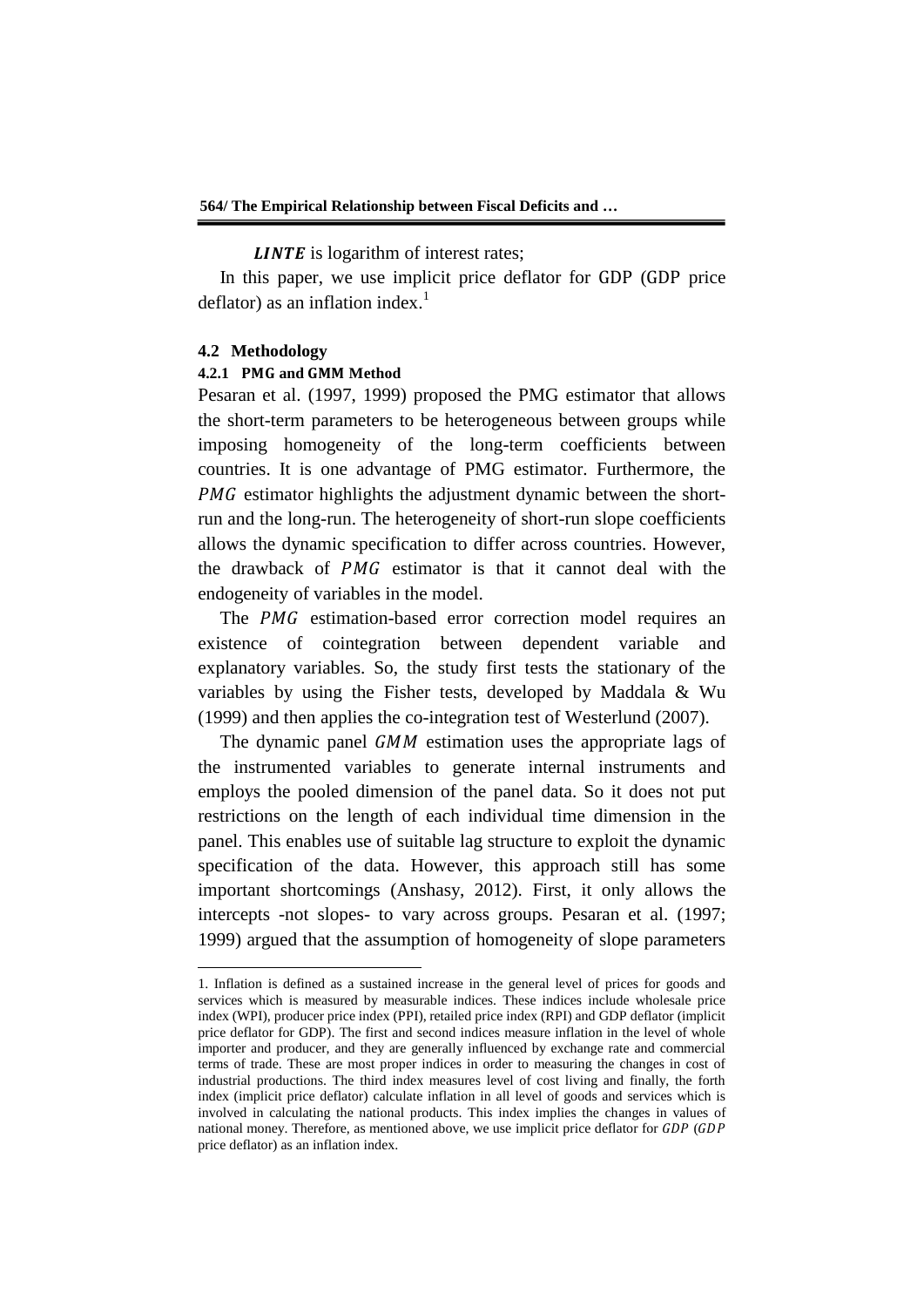***LINTE*** is logarithm of interest rates;

In this paper, we use implicit price deflator for GDP (GDP price deflator) as an inflation index.[1]

### 4.2 Methodology

#### 4.2.1 PMG and GMM Method

Pesaran et al. (1997, 1999) proposed the PMG estimator that allows the short-term parameters to be heterogeneous between groups while imposing homogeneity of the long-term coefficients between countries. It is one advantage of PMG estimator. Furthermore, the $PMG$ estimator highlights the adjustment dynamic between the short-run and the long-run. The heterogeneity of short-run slope coefficients allows the dynamic specification to differ across countries. However, the drawback of $PMG$ estimator is that it cannot deal with the endogeneity of variables in the model.

The $PMG$ estimation-based error correction model requires an existence of cointegration between dependent variable and explanatory variables. So, the study first tests the stationary of the variables by using the Fisher tests, developed by Maddala & Wu (1999) and then applies the co-integration test of Westerlund (2007).

The dynamic panel $GMM$ estimation uses the appropriate lags of the instrumented variables to generate internal instruments and employs the pooled dimension of the panel data. So it does not put restrictions on the length of each individual time dimension in the panel. This enables use of suitable lag structure to exploit the dynamic specification of the data. However, this approach still has some important shortcomings (Anshasy, 2012). First, it only allows the intercepts -not slopes- to vary across groups. Pesaran et al. (1997; 1999) argued that the assumption of homogeneity of slope parameters

---

1. Inflation is defined as a sustained increase in the general level of prices for goods and services which is measured by measurable indices. These indices include wholesale price index (WPI), producer price index (PPI), retailed price index (RPI) and GDP deflator (implicit price deflator for GDP). The first and second indices measure inflation in the level of whole importer and producer, and they are generally influenced by exchange rate and commercial terms of trade. These are most proper indices in order to measuring the changes in cost of industrial productions. The third index measures level of cost living and finally, the forth index (implicit price deflator) calculate inflation in all level of goods and services which is involved in calculating the national products. This index implies the changes in values of national money. Therefore, as mentioned above, we use implicit price deflator for $GDP$ ($GDP$ price deflator) as an inflation index.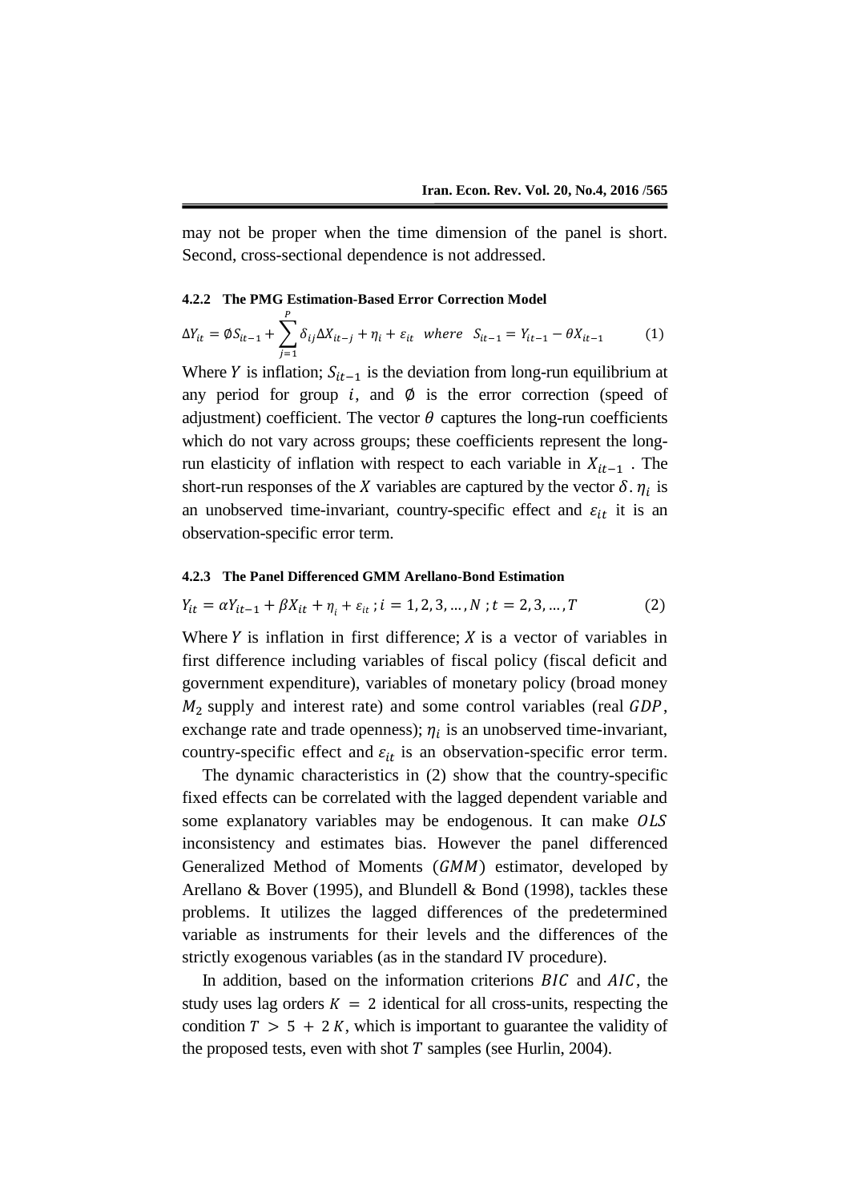may not be proper when the time dimension of the panel is short. Second, cross-sectional dependence is not addressed.

#### 4.2.2 The PMG Estimation-Based Error Correction Model

$$\Delta Y_{it} = \emptyset S_{it-1} + \sum_{j=1}^{P} \delta_{ij} \Delta X_{it-j} + \eta_i + \varepsilon_{it} \quad where \quad S_{it-1} = Y_{it-1} - \theta X_{it-1} \qquad (1)$$

Where $Y$ is inflation; $S_{it-1}$ is the deviation from long-run equilibrium at any period for group $i$, and $\emptyset$ is the error correction (speed of adjustment) coefficient. The vector $\theta$ captures the long-run coefficients which do not vary across groups; these coefficients represent the long-run elasticity of inflation with respect to each variable in $X_{it-1}$ . The short-run responses of the $X$ variables are captured by the vector $\delta$. $\eta_i$ is an unobserved time-invariant, country-specific effect and $\varepsilon_{it}$ it is an observation-specific error term.

#### 4.2.3 The Panel Differenced GMM Arellano-Bond Estimation

$$Y_{it} = \alpha Y_{it-1} + \beta X_{it} + \eta_i + \varepsilon_{it} \,; i = 1, 2, 3, \ldots, N \,; t = 2, 3, \ldots, T \qquad (2)$$

Where $Y$ is inflation in first difference; $X$ is a vector of variables in first difference including variables of fiscal policy (fiscal deficit and government expenditure), variables of monetary policy (broad money $M_2$ supply and interest rate) and some control variables (real $GDP$, exchange rate and trade openness); $\eta_i$ is an unobserved time-invariant, country-specific effect and $\varepsilon_{it}$ is an observation-specific error term.

The dynamic characteristics in (2) show that the country-specific fixed effects can be correlated with the lagged dependent variable and some explanatory variables may be endogenous. It can make $OLS$ inconsistency and estimates bias. However the panel differenced Generalized Method of Moments ($GMM$) estimator, developed by Arellano & Bover (1995), and Blundell & Bond (1998), tackles these problems. It utilizes the lagged differences of the predetermined variable as instruments for their levels and the differences of the strictly exogenous variables (as in the standard IV procedure).

In addition, based on the information criterions $BIC$ and $AIC$, the study uses lag orders $K = 2$ identical for all cross-units, respecting the condition $T > 5 + 2K$, which is important to guarantee the validity of the proposed tests, even with shot $T$ samples (see Hurlin, 2004).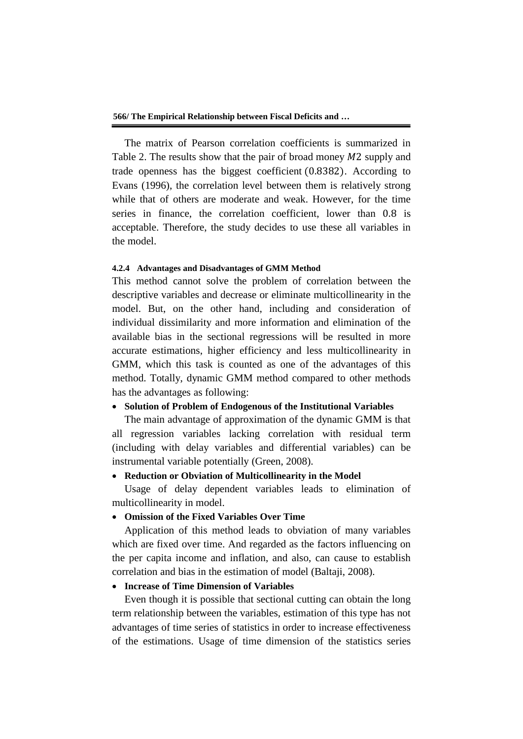The matrix of Pearson correlation coefficients is summarized in Table 2. The results show that the pair of broad money $M2$ supply and trade openness has the biggest coefficient $(0.8382)$. According to Evans (1996), the correlation level between them is relatively strong while that of others are moderate and weak. However, for the time series in finance, the correlation coefficient, lower than $0.8$ is acceptable. Therefore, the study decides to use these all variables in the model.

#### 4.2.4 Advantages and Disadvantages of GMM Method

This method cannot solve the problem of correlation between the descriptive variables and decrease or eliminate multicollinearity in the model. But, on the other hand, including and consideration of individual dissimilarity and more information and elimination of the available bias in the sectional regressions will be resulted in more accurate estimations, higher efficiency and less multicollinearity in GMM, which this task is counted as one of the advantages of this method. Totally, dynamic GMM method compared to other methods has the advantages as following:

- **Solution of Problem of Endogenous of the Institutional Variables**

The main advantage of approximation of the dynamic GMM is that all regression variables lacking correlation with residual term (including with delay variables and differential variables) can be instrumental variable potentially (Green, 2008).

- **Reduction or Obviation of Multicollinearity in the Model**

Usage of delay dependent variables leads to elimination of multicollinearity in model.

- **Omission of the Fixed Variables Over Time**

Application of this method leads to obviation of many variables which are fixed over time. And regarded as the factors influencing on the per capita income and inflation, and also, can cause to establish correlation and bias in the estimation of model (Baltaji, 2008).

- **Increase of Time Dimension of Variables**

Even though it is possible that sectional cutting can obtain the long term relationship between the variables, estimation of this type has not advantages of time series of statistics in order to increase effectiveness of the estimations. Usage of time dimension of the statistics series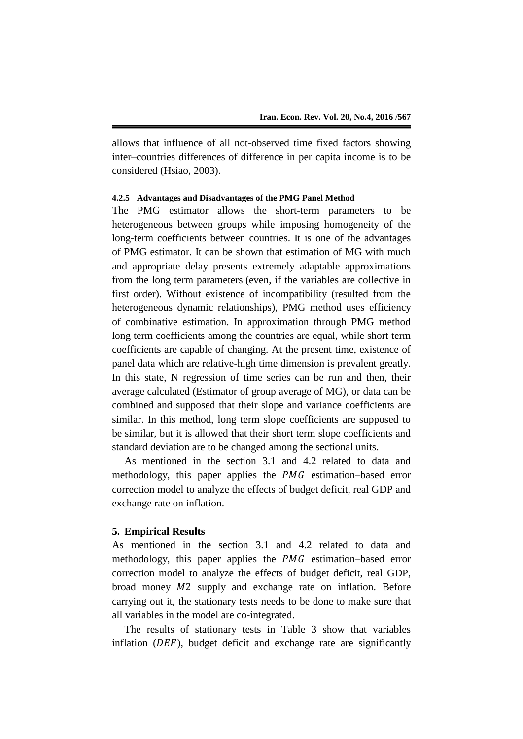allows that influence of all not-observed time fixed factors showing inter–countries differences of difference in per capita income is to be considered (Hsiao, 2003).

#### 4.2.5 Advantages and Disadvantages of the PMG Panel Method

The PMG estimator allows the short-term parameters to be heterogeneous between groups while imposing homogeneity of the long-term coefficients between countries. It is one of the advantages of PMG estimator. It can be shown that estimation of MG with much and appropriate delay presents extremely adaptable approximations from the long term parameters (even, if the variables are collective in first order). Without existence of incompatibility (resulted from the heterogeneous dynamic relationships), PMG method uses efficiency of combinative estimation. In approximation through PMG method long term coefficients among the countries are equal, while short term coefficients are capable of changing. At the present time, existence of panel data which are relative-high time dimension is prevalent greatly. In this state, N regression of time series can be run and then, their average calculated (Estimator of group average of MG), or data can be combined and supposed that their slope and variance coefficients are similar. In this method, long term slope coefficients are supposed to be similar, but it is allowed that their short term slope coefficients and standard deviation are to be changed among the sectional units.

As mentioned in the section 3.1 and 4.2 related to data and methodology, this paper applies the $PMG$ estimation–based error correction model to analyze the effects of budget deficit, real GDP and exchange rate on inflation.

## 5. Empirical Results

As mentioned in the section 3.1 and 4.2 related to data and methodology, this paper applies the $PMG$ estimation–based error correction model to analyze the effects of budget deficit, real GDP, broad money $M2$ supply and exchange rate on inflation. Before carrying out it, the stationary tests needs to be done to make sure that all variables in the model are co-integrated.

The results of stationary tests in Table 3 show that variables inflation ($DEF$), budget deficit and exchange rate are significantly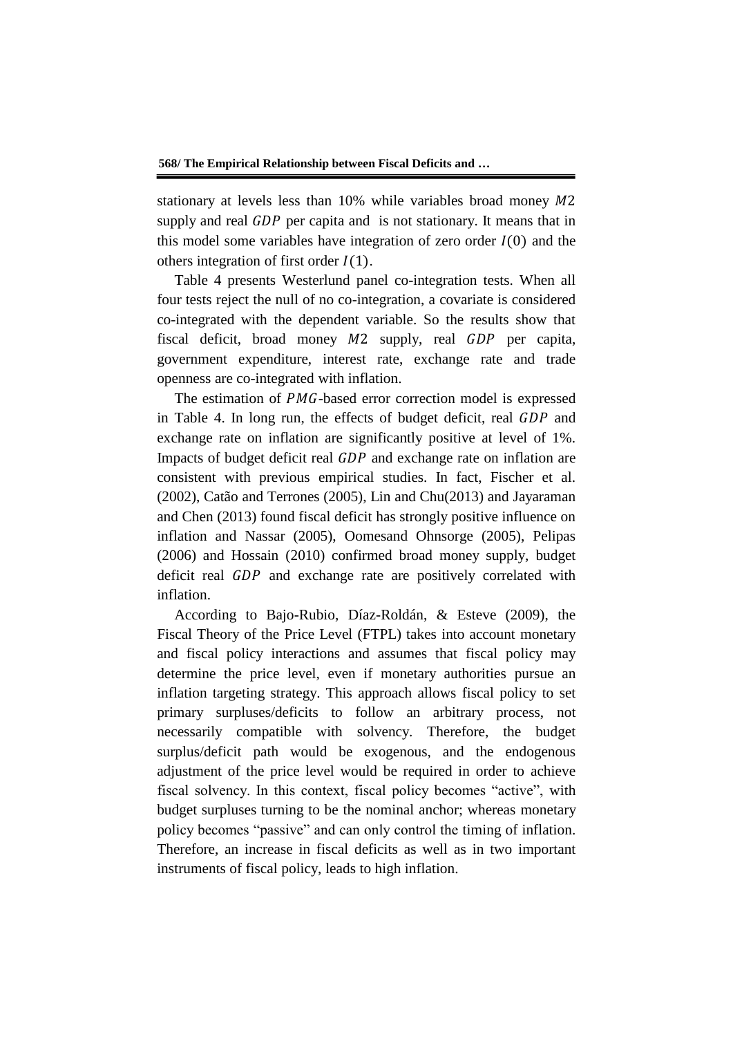stationary at levels less than 10% while variables broad money $M2$ supply and real $GDP$ per capita and  is not stationary. It means that in this model some variables have integration of zero order $I(0)$ and the others integration of first order $I(1)$.

Table 4 presents Westerlund panel co-integration tests. When all four tests reject the null of no co-integration, a covariate is considered co-integrated with the dependent variable. So the results show that fiscal deficit, broad money $M2$ supply, real $GDP$ per capita, government expenditure, interest rate, exchange rate and trade openness are co-integrated with inflation.

The estimation of $PMG$-based error correction model is expressed in Table 4. In long run, the effects of budget deficit, real $GDP$ and exchange rate on inflation are significantly positive at level of 1%. Impacts of budget deficit real $GDP$ and exchange rate on inflation are consistent with previous empirical studies. In fact, Fischer et al. (2002), Catão and Terrones (2005), Lin and Chu(2013) and Jayaraman and Chen (2013) found fiscal deficit has strongly positive influence on inflation and Nassar (2005), Oomesand Ohnsorge (2005), Pelipas (2006) and Hossain (2010) confirmed broad money supply, budget deficit real $GDP$ and exchange rate are positively correlated with inflation.

According to Bajo-Rubio, Díaz-Roldán, & Esteve (2009), the Fiscal Theory of the Price Level (FTPL) takes into account monetary and fiscal policy interactions and assumes that fiscal policy may determine the price level, even if monetary authorities pursue an inflation targeting strategy. This approach allows fiscal policy to set primary surpluses/deficits to follow an arbitrary process, not necessarily compatible with solvency. Therefore, the budget surplus/deficit path would be exogenous, and the endogenous adjustment of the price level would be required in order to achieve fiscal solvency. In this context, fiscal policy becomes "active", with budget surpluses turning to be the nominal anchor; whereas monetary policy becomes "passive" and can only control the timing of inflation. Therefore, an increase in fiscal deficits as well as in two important instruments of fiscal policy, leads to high inflation.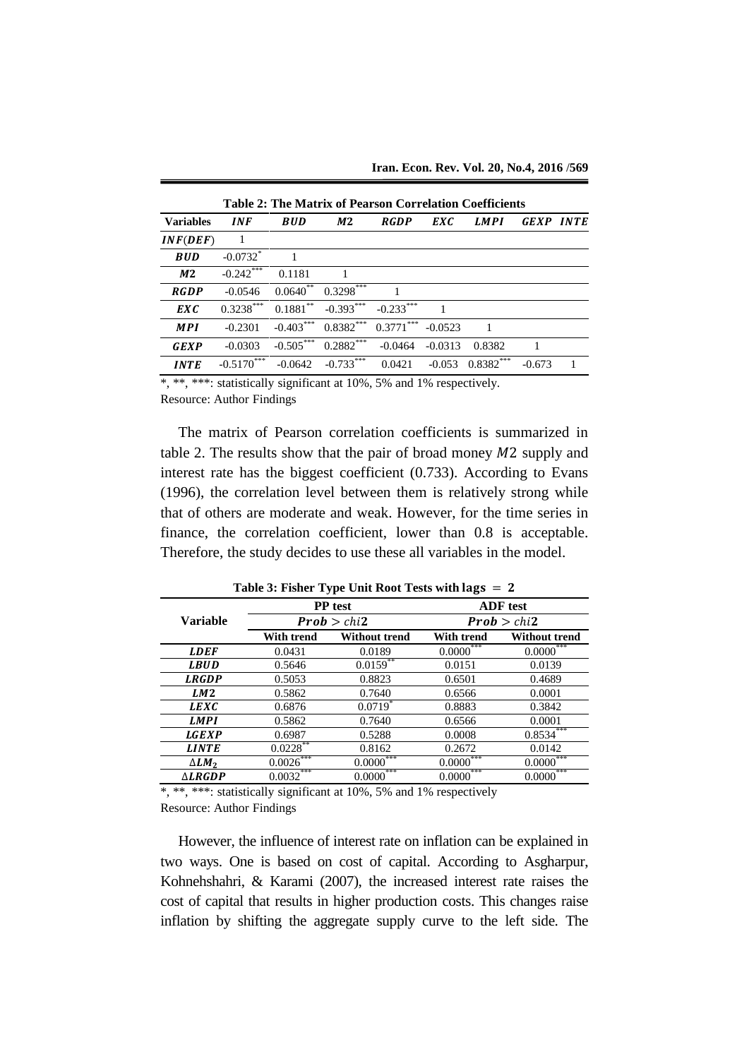**Table 2: The Matrix of Pearson Correlation Coefficients**

| Variables | $INF$ | $BUD$ | $M2$ | $RGDP$ | $EXC$ | $LMPI$ | $GEXP$ | $INTE$ |
|---|---|---|---|---|---|---|---|---|
| $INF(DEF)$ | 1 | | | | | | | |
| $BUD$ | -0.0732* | 1 | | | | | | |
| $M2$ | -0.242*** | 0.1181 | 1 | | | | | |
| $RGDP$ | -0.0546 | 0.0640** | 0.3298*** | 1 | | | | |
| $EXC$ | 0.3238*** | 0.1881** | -0.393*** | -0.233*** | 1 | | | |
| $MPI$ | -0.2301 | -0.403*** | 0.8382*** | 0.3771*** | -0.0523 | 1 | | |
| $GEXP$ | -0.0303 | -0.505*** | 0.2882*** | -0.0464 | -0.0313 | 0.8382 | 1 | |
| $INTE$ | -0.5170*** | -0.0642 | -0.733*** | 0.0421 | -0.053 | 0.8382*** | -0.673 | 1 |

*, **, ***: statistically significant at 10%, 5% and 1% respectively.
Resource: Author Findings

The matrix of Pearson correlation coefficients is summarized in table 2. The results show that the pair of broad money $M2$ supply and interest rate has the biggest coefficient (0.733). According to Evans (1996), the correlation level between them is relatively strong while that of others are moderate and weak. However, for the time series in finance, the correlation coefficient, lower than 0.8 is acceptable. Therefore, the study decides to use these all variables in the model.

**Table 3: Fisher Type Unit Root Tests with $\text{lags} = 2$**

| Variable | PP test | | ADF test | |
|---|---|---|---|---|
| | $Prob > chi2$ | | $Prob > chi2$ | |
| | With trend | Without trend | With trend | Without trend |
| $LDEF$ | 0.0431 | 0.0189 | 0.0000*** | 0.0000*** |
| $LBUD$ | 0.5646 | 0.0159** | 0.0151 | 0.0139 |
| $LRGDP$ | 0.5053 | 0.8823 | 0.6501 | 0.4689 |
| $LM2$ | 0.5862 | 0.7640 | 0.6566 | 0.0001 |
| $LEXC$ | 0.6876 | 0.0719* | 0.8883 | 0.3842 |
| $LMPI$ | 0.5862 | 0.7640 | 0.6566 | 0.0001 |
| $LGEXP$ | 0.6987 | 0.5288 | 0.0008 | 0.8534*** |
| $LINTE$ | 0.0228** | 0.8162 | 0.2672 | 0.0142 |
| $\Delta LM_2$ | 0.0026*** | 0.0000*** | 0.0000*** | 0.0000*** |
| $\Delta LRGDP$ | 0.0032*** | 0.0000*** | 0.0000*** | 0.0000*** |

*, **, ***: statistically significant at 10%, 5% and 1% respectively
Resource: Author Findings

However, the influence of interest rate on inflation can be explained in two ways. One is based on cost of capital. According to Asgharpur, Kohnehshahri, & Karami (2007), the increased interest rate raises the cost of capital that results in higher production costs. This changes raise inflation by shifting the aggregate supply curve to the left side. The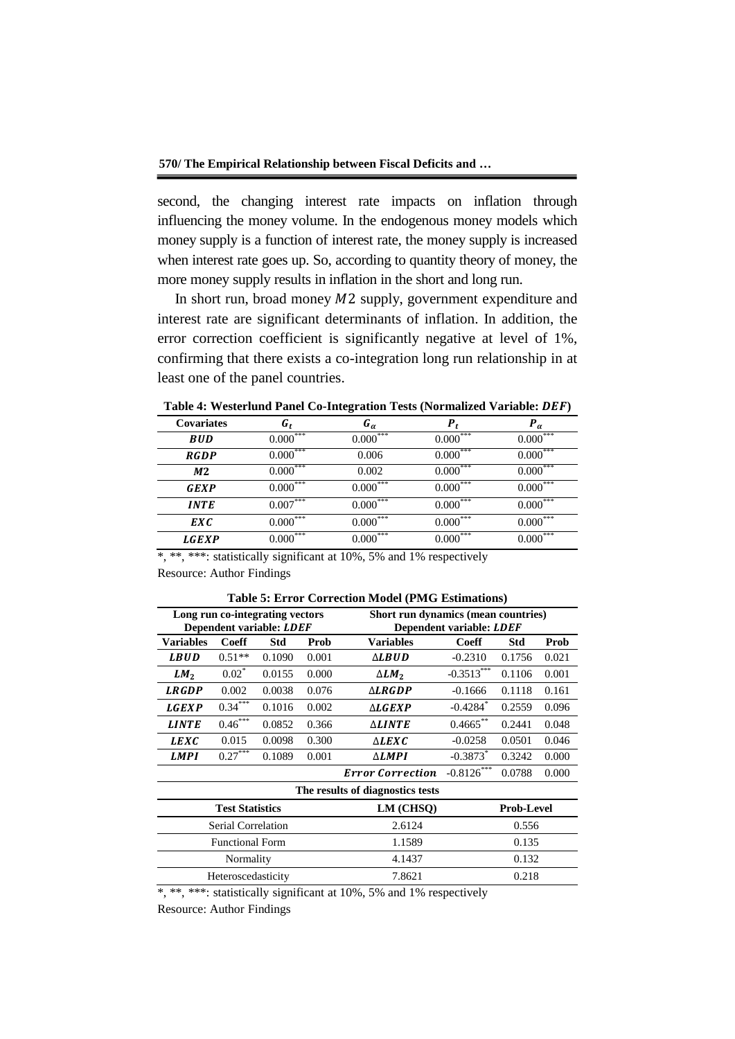second, the changing interest rate impacts on inflation through influencing the money volume. In the endogenous money models which money supply is a function of interest rate, the money supply is increased when interest rate goes up. So, according to quantity theory of money, the more money supply results in inflation in the short and long run.

In short run, broad money $M2$ supply, government expenditure and interest rate are significant determinants of inflation. In addition, the error correction coefficient is significantly negative at level of 1%, confirming that there exists a co-integration long run relationship in at least one of the panel countries.

**Table 4: Westerlund Panel Co-Integration Tests (Normalized Variable: $DEF$)**

| Covariates | $G_t$ | $G_\alpha$ | $P_t$ | $P_\alpha$ |
|---|---|---|---|---|
| $BUD$ | 0.000*** | 0.000*** | 0.000*** | 0.000*** |
| $RGDP$ | 0.000*** | 0.006 | 0.000*** | 0.000*** |
| $M2$ | 0.000*** | 0.002 | 0.000*** | 0.000*** |
| $GEXP$ | 0.000*** | 0.000*** | 0.000*** | 0.000*** |
| $INTE$ | 0.007*** | 0.000*** | 0.000*** | 0.000*** |
| $EXC$ | 0.000*** | 0.000*** | 0.000*** | 0.000*** |
| $LGEXP$ | 0.000*** | 0.000*** | 0.000*** | 0.000*** |

*, **, ***: statistically significant at 10%, 5% and 1% respectively

Resource: Author Findings

**Table 5: Error Correction Model (PMG Estimations)**

| Long run co-integrating vectors Dependent variable: $LDEF$ | | | | Short run dynamics (mean countries) Dependent variable: $LDEF$ | | | |
|---|---|---|---|---|---|---|---|
| Variables | Coeff | Std | Prob | Variables | Coeff | Std | Prob |
| $LBUD$ | 0.51** | 0.1090 | 0.001 | $\Delta LBUD$ | -0.2310 | 0.1756 | 0.021 |
| $LM_2$ | 0.02* | 0.0155 | 0.000 | $\Delta LM_2$ | -0.3513*** | 0.1106 | 0.001 |
| $LRGDP$ | 0.002 | 0.0038 | 0.076 | $\Delta LRGDP$ | -0.1666 | 0.1118 | 0.161 |
| $LGEXP$ | 0.34*** | 0.1016 | 0.002 | $\Delta LGEXP$ | -0.4284* | 0.2559 | 0.096 |
| $LINTE$ | 0.46*** | 0.0852 | 0.366 | $\Delta LINTE$ | 0.4665** | 0.2441 | 0.048 |
| $LEXC$ | 0.015 | 0.0098 | 0.300 | $\Delta LEXC$ | -0.0258 | 0.0501 | 0.046 |
| $LMPI$ | 0.27*** | 0.1089 | 0.001 | $\Delta LMPI$ | -0.3873* | 0.3242 | 0.000 |
| | | | | $Error\ Correction$ | -0.8126*** | 0.0788 | 0.000 |

**The results of diagnostics tests**

| Test Statistics | LM (CHSQ) | Prob-Level |
|---|---|---|
| Serial Correlation | 2.6124 | 0.556 |
| Functional Form | 1.1589 | 0.135 |
| Normality | 4.1437 | 0.132 |
| Heteroscedasticity | 7.8621 | 0.218 |

*, **, ***: statistically significant at 10%, 5% and 1% respectively

Resource: Author Findings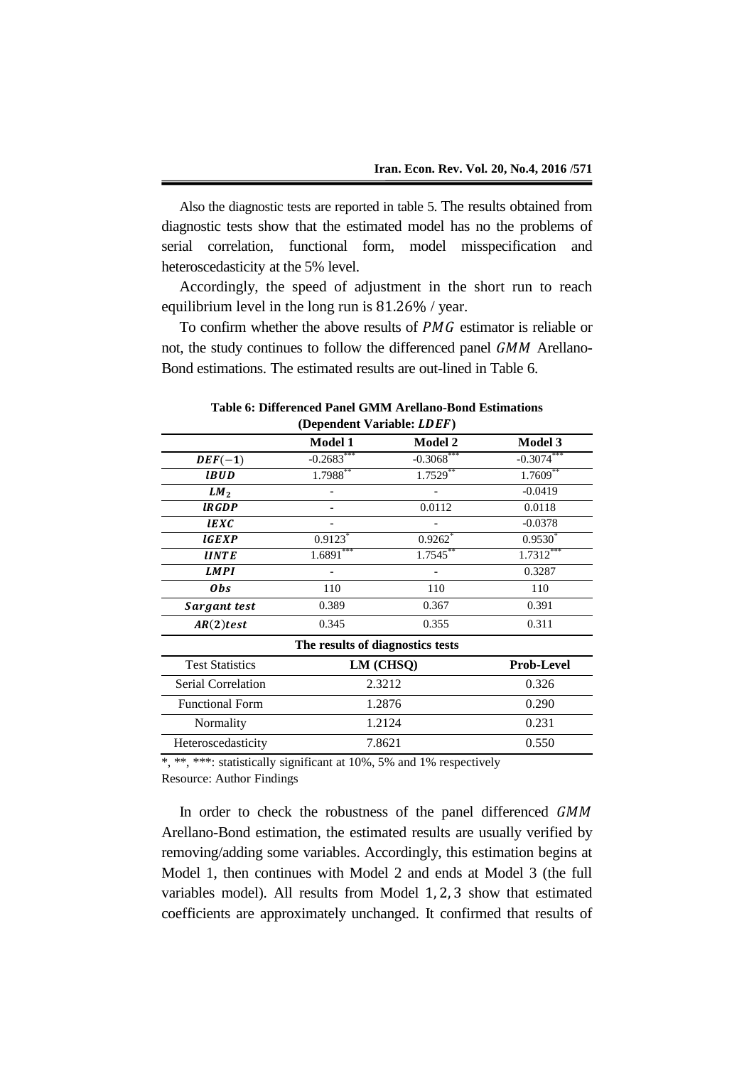Also the diagnostic tests are reported in table 5. The results obtained from diagnostic tests show that the estimated model has no the problems of serial correlation, functional form, model misspecification and heteroscedasticity at the 5% level.

Accordingly, the speed of adjustment in the short run to reach equilibrium level in the long run is 81.26% / year.

To confirm whether the above results of $PMG$ estimator is reliable or not, the study continues to follow the differenced panel $GMM$ Arellano-Bond estimations. The estimated results are out-lined in Table 6.

**Table 6: Differenced Panel GMM Arellano-Bond Estimations (Dependent Variable: $LDEF$)**

| | Model 1 | Model 2 | Model 3 |
|---|---|---|---|
| $DEF(-1)$ | $-0.2683^{***}$ | $-0.3068^{***}$ | $-0.3074^{***}$ |
| $lBUD$ | $1.7988^{**}$ | $1.7529^{**}$ | $1.7609^{**}$ |
| $LM_2$ | - | - | -0.0419 |
| $lRGDP$ | - | 0.0112 | 0.0118 |
| $lEXC$ | - | - | -0.0378 |
| $lGEXP$ | $0.9123^{*}$ | $0.9262^{*}$ | $0.9530^{*}$ |
| $lINTE$ | $1.6891^{***}$ | $1.7545^{**}$ | $1.7312^{***}$ |
| $LMPI$ | - | - | 0.3287 |
| $Obs$ | 110 | 110 | 110 |
| $Sargant\ test$ | 0.389 | 0.367 | 0.391 |
| $AR(2) test$ | 0.345 | 0.355 | 0.311 |
| **The results of diagnostics tests** | | | |
| Test Statistics | **LM (CHSQ)** | | **Prob-Level** |
| Serial Correlation | 2.3212 | | 0.326 |
| Functional Form | 1.2876 | | 0.290 |
| Normality | 1.2124 | | 0.231 |
| Heteroscedasticity | 7.8621 | | 0.550 |

*, **, ***: statistically significant at 10%, 5% and 1% respectively
Resource: Author Findings

In order to check the robustness of the panel differenced $GMM$ Arellano-Bond estimation, the estimated results are usually verified by removing/adding some variables. Accordingly, this estimation begins at Model 1, then continues with Model 2 and ends at Model 3 (the full variables model). All results from Model 1, 2, 3 show that estimated coefficients are approximately unchanged. It confirmed that results of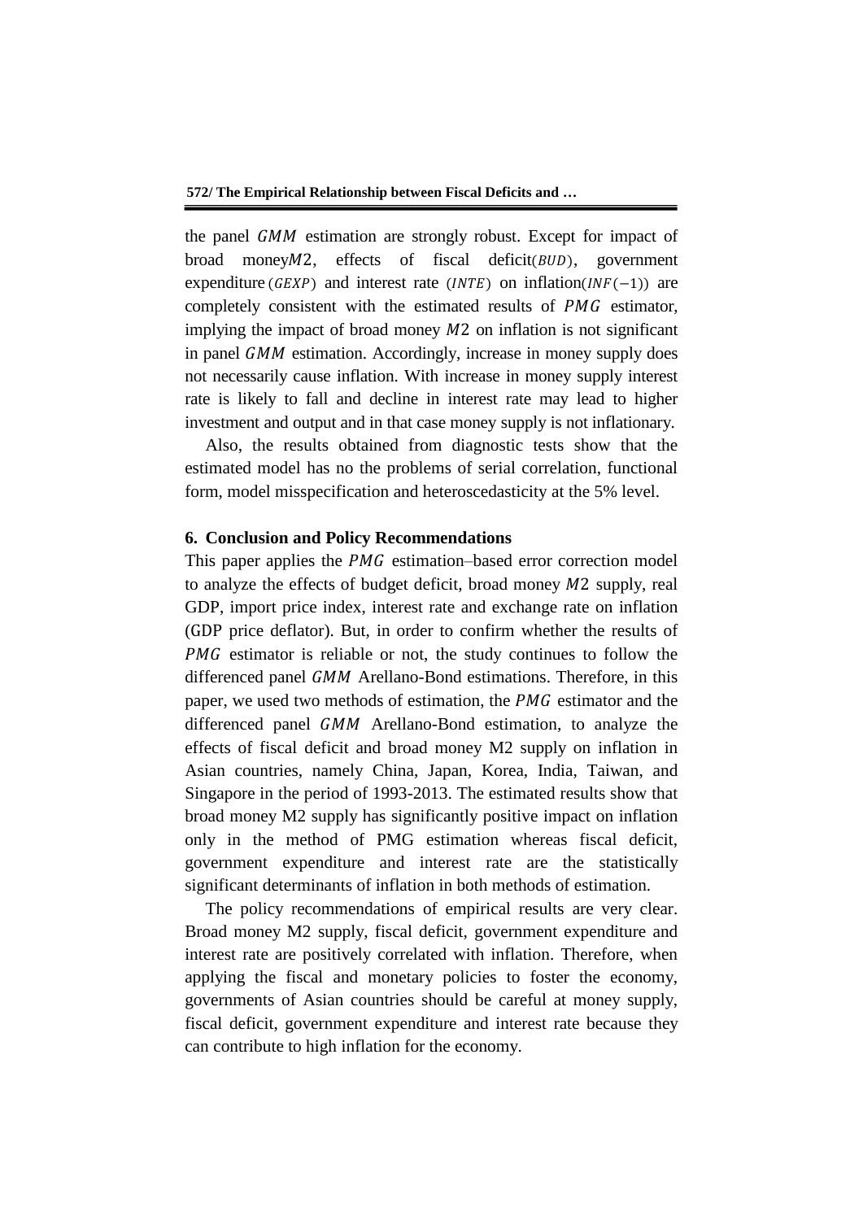the panel $GMM$ estimation are strongly robust. Except for impact of broad money$M2$, effects of fiscal deficit($BUD$), government expenditure ($GEXP$) and interest rate ($INTE$) on inflation($INF(-1)$) are completely consistent with the estimated results of $PMG$ estimator, implying the impact of broad money $M2$ on inflation is not significant in panel $GMM$ estimation. Accordingly, increase in money supply does not necessarily cause inflation. With increase in money supply interest rate is likely to fall and decline in interest rate may lead to higher investment and output and in that case money supply is not inflationary.

Also, the results obtained from diagnostic tests show that the estimated model has no the problems of serial correlation, functional form, model misspecification and heteroscedasticity at the 5% level.

## 6. Conclusion and Policy Recommendations

This paper applies the $PMG$ estimation–based error correction model to analyze the effects of budget deficit, broad money $M2$ supply, real GDP, import price index, interest rate and exchange rate on inflation (GDP price deflator). But, in order to confirm whether the results of $PMG$ estimator is reliable or not, the study continues to follow the differenced panel $GMM$ Arellano-Bond estimations. Therefore, in this paper, we used two methods of estimation, the $PMG$ estimator and the differenced panel $GMM$ Arellano-Bond estimation, to analyze the effects of fiscal deficit and broad money M2 supply on inflation in Asian countries, namely China, Japan, Korea, India, Taiwan, and Singapore in the period of 1993-2013. The estimated results show that broad money M2 supply has significantly positive impact on inflation only in the method of PMG estimation whereas fiscal deficit, government expenditure and interest rate are the statistically significant determinants of inflation in both methods of estimation.

The policy recommendations of empirical results are very clear. Broad money M2 supply, fiscal deficit, government expenditure and interest rate are positively correlated with inflation. Therefore, when applying the fiscal and monetary policies to foster the economy, governments of Asian countries should be careful at money supply, fiscal deficit, government expenditure and interest rate because they can contribute to high inflation for the economy.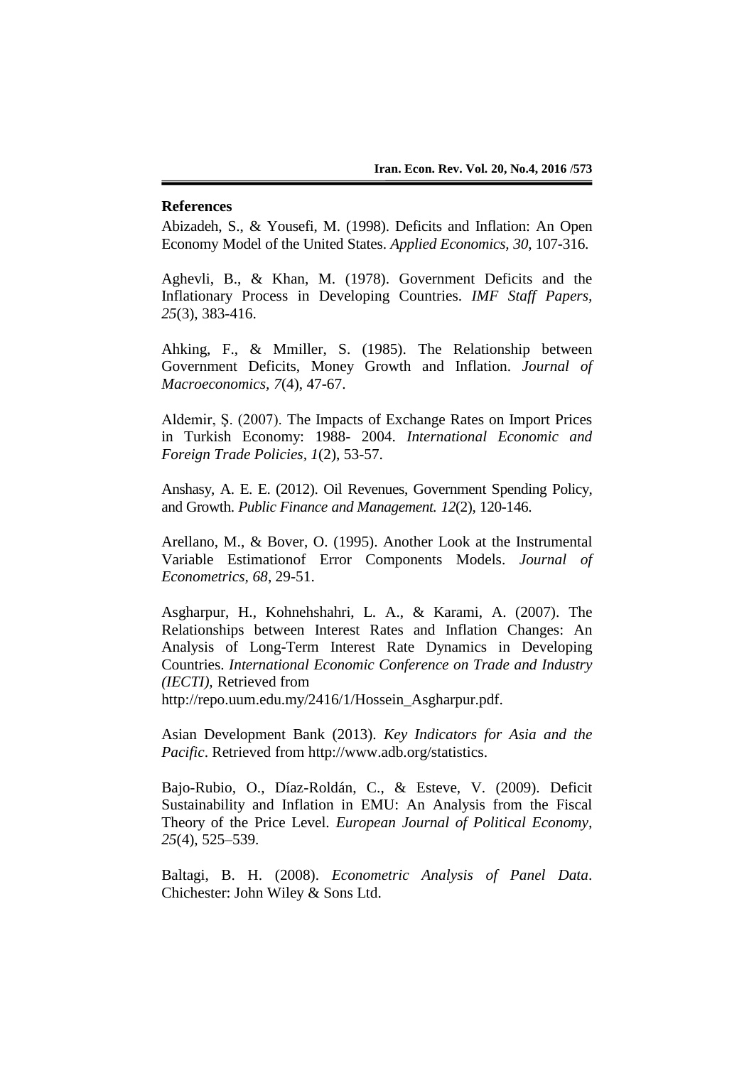## References

Abizadeh, S., & Yousefi, M. (1998). Deficits and Inflation: An Open Economy Model of the United States. *Applied Economics*, *30*, 107-316.

Aghevli, B., & Khan, M. (1978). Government Deficits and the Inflationary Process in Developing Countries. *IMF Staff Papers, 25*(3), 383-416.

Ahking, F., & Mmiller, S. (1985). The Relationship between Government Deficits, Money Growth and Inflation. *Journal of Macroeconomics*, *7*(4), 47-67.

Aldemir, Ş. (2007). The Impacts of Exchange Rates on Import Prices in Turkish Economy: 1988- 2004. *International Economic and Foreign Trade Policies*, *1*(2), 53-57.

Anshasy, A. E. E. (2012). Oil Revenues, Government Spending Policy, and Growth. *Public Finance and Management. 12*(2), 120-146.

Arellano, M., & Bover, O. (1995). Another Look at the Instrumental Variable Estimationof Error Components Models. *Journal of Econometrics*, *68*, 29-51.

Asgharpur, H., Kohnehshahri, L. A., & Karami, A. (2007). The Relationships between Interest Rates and Inflation Changes: An Analysis of Long-Term Interest Rate Dynamics in Developing Countries. *International Economic Conference on Trade and Industry (IECTI),* Retrieved from http://repo.uum.edu.my/2416/1/Hossein_Asgharpur.pdf.

Asian Development Bank (2013). *Key Indicators for Asia and the Pacific*. Retrieved from http://www.adb.org/statistics.

Bajo-Rubio, O., Díaz-Roldán, C., & Esteve, V. (2009). Deficit Sustainability and Inflation in EMU: An Analysis from the Fiscal Theory of the Price Level. *European Journal of Political Economy, 25*(4), 525–539.

Baltagi, B. H. (2008). *Econometric Analysis of Panel Data*. Chichester: John Wiley & Sons Ltd.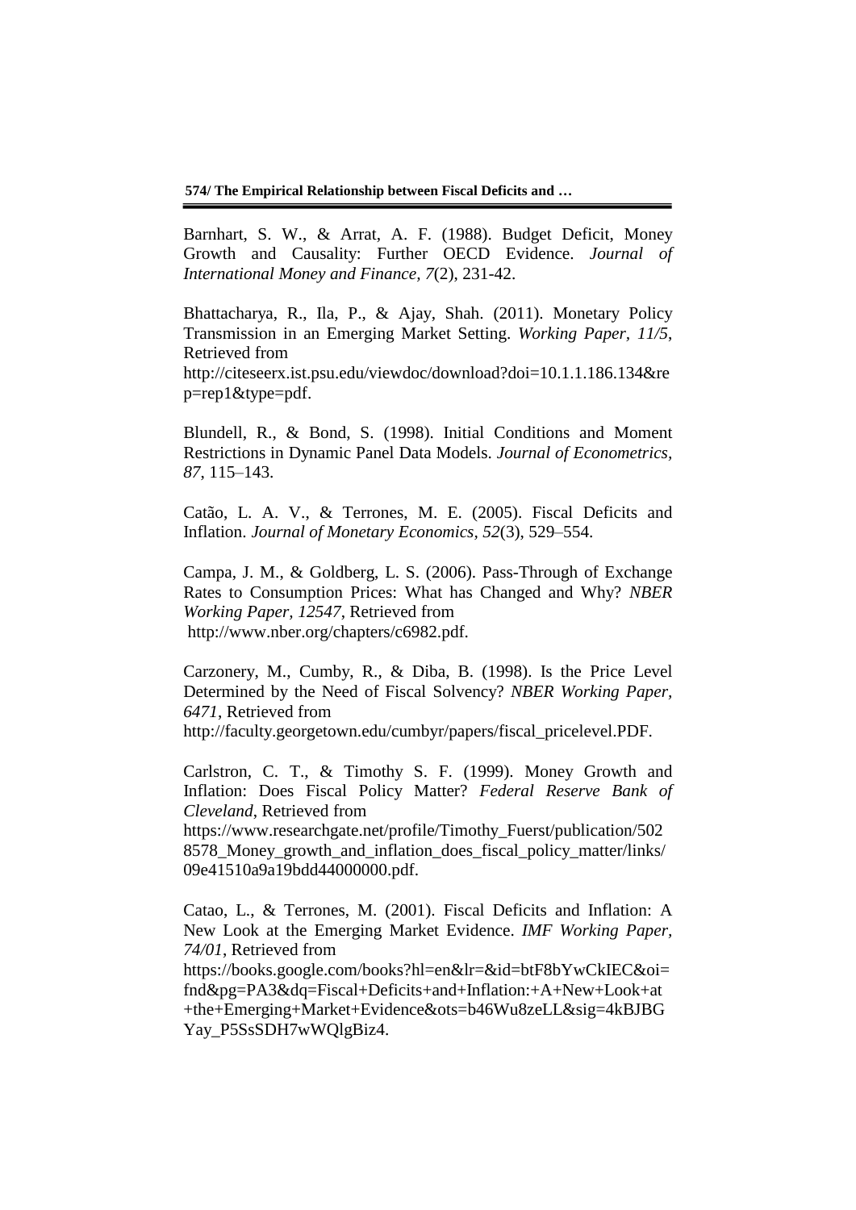Barnhart, S. W., & Arrat, A. F. (1988). Budget Deficit, Money Growth and Causality: Further OECD Evidence. *Journal of International Money and Finance*, *7*(2), 231-42.

Bhattacharya, R., Ila, P., & Ajay, Shah. (2011). Monetary Policy Transmission in an Emerging Market Setting. *Working Paper, 11/5*, Retrieved from http://citeseerx.ist.psu.edu/viewdoc/download?doi=10.1.1.186.134&rep=rep1&type=pdf.

Blundell, R., & Bond, S. (1998). Initial Conditions and Moment Restrictions in Dynamic Panel Data Models. *Journal of Econometrics, 87*, 115–143.

Catão, L. A. V., & Terrones, M. E. (2005). Fiscal Deficits and Inflation. *Journal of Monetary Economics*, *52*(3), 529–554.

Campa, J. M., & Goldberg, L. S. (2006). Pass-Through of Exchange Rates to Consumption Prices: What has Changed and Why? *NBER Working Paper, 12547*, Retrieved from http://www.nber.org/chapters/c6982.pdf.

Carzonery, M., Cumby, R., & Diba, B. (1998). Is the Price Level Determined by the Need of Fiscal Solvency? *NBER Working Paper, 6471*, Retrieved from http://faculty.georgetown.edu/cumbyr/papers/fiscal_pricelevel.PDF.

Carlstron, C. T., & Timothy S. F. (1999). Money Growth and Inflation: Does Fiscal Policy Matter? *Federal Reserve Bank of Cleveland*, Retrieved from https://www.researchgate.net/profile/Timothy_Fuerst/publication/5028578_Money_growth_and_inflation_does_fiscal_policy_matter/links/09e41510a9a19bdd44000000.pdf.

Catao, L., & Terrones, M. (2001). Fiscal Deficits and Inflation: A New Look at the Emerging Market Evidence. *IMF Working Paper, 74/01*, Retrieved from https://books.google.com/books?hl=en&lr=&id=btF8bYwCkIEC&oi=fnd&pg=PA3&dq=Fiscal+Deficits+and+Inflation:+A+New+Look+at+the+Emerging+Market+Evidence&ots=b46Wu8zeLL&sig=4kBJBGYay_P5SsSDH7wWQlgBiz4.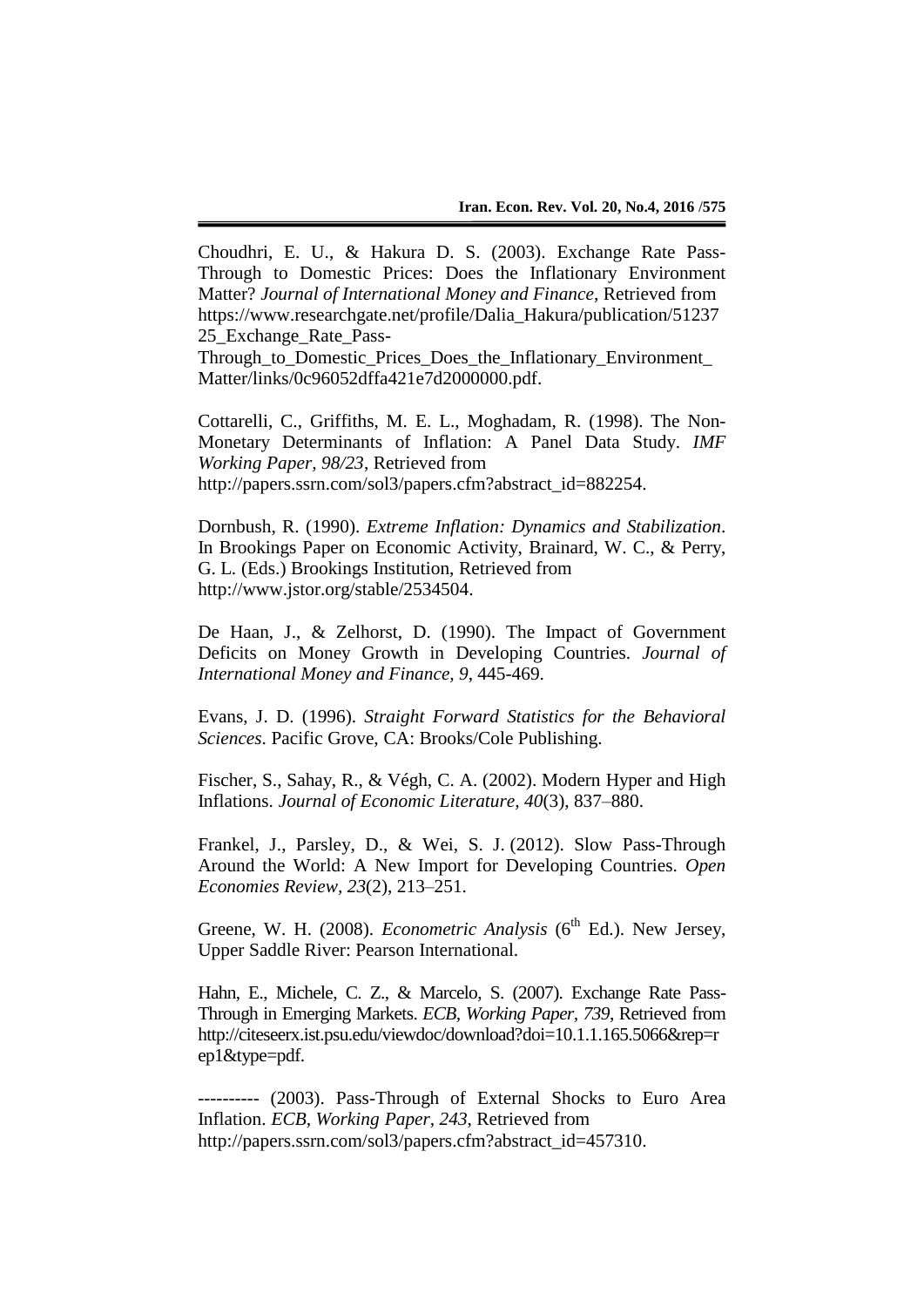Choudhri, E. U., & Hakura D. S. (2003). Exchange Rate Pass-Through to Domestic Prices: Does the Inflationary Environment Matter? *Journal of International Money and Finance*, Retrieved from https://www.researchgate.net/profile/Dalia_Hakura/publication/5123725_Exchange_Rate_Pass-Through_to_Domestic_Prices_Does_the_Inflationary_Environment_Matter/links/0c96052dffa421e7d2000000.pdf.

Cottarelli, C., Griffiths, M. E. L., Moghadam, R. (1998). The Non-Monetary Determinants of Inflation: A Panel Data Study. *IMF Working Paper, 98/23*, Retrieved from http://papers.ssrn.com/sol3/papers.cfm?abstract_id=882254.

Dornbush, R. (1990). *Extreme Inflation: Dynamics and Stabilization*. In Brookings Paper on Economic Activity, Brainard, W. C., & Perry, G. L. (Eds.) Brookings Institution, Retrieved from http://www.jstor.org/stable/2534504.

De Haan, J., & Zelhorst, D. (1990). The Impact of Government Deficits on Money Growth in Developing Countries. *Journal of International Money and Finance, 9*, 445-469.

Evans, J. D. (1996). *Straight Forward Statistics for the Behavioral Sciences*. Pacific Grove, CA: Brooks/Cole Publishing.

Fischer, S., Sahay, R., & Végh, C. A. (2002). Modern Hyper and High Inflations. *Journal of Economic Literature, 40*(3), 837–880.

Frankel, J., Parsley, D., & Wei, S. J. (2012). Slow Pass-Through Around the World: A New Import for Developing Countries. *Open Economies Review, 23*(2), 213–251.

Greene, W. H. (2008). *Econometric Analysis* (6th Ed.). New Jersey, Upper Saddle River: Pearson International.

Hahn, E., Michele, C. Z., & Marcelo, S. (2007). Exchange Rate Pass-Through in Emerging Markets. *ECB, Working Paper, 739*, Retrieved from http://citeseerx.ist.psu.edu/viewdoc/download?doi=10.1.1.165.5066&rep=rep1&type=pdf.

---------- (2003). Pass-Through of External Shocks to Euro Area Inflation. *ECB, Working Paper, 243*, Retrieved from http://papers.ssrn.com/sol3/papers.cfm?abstract_id=457310.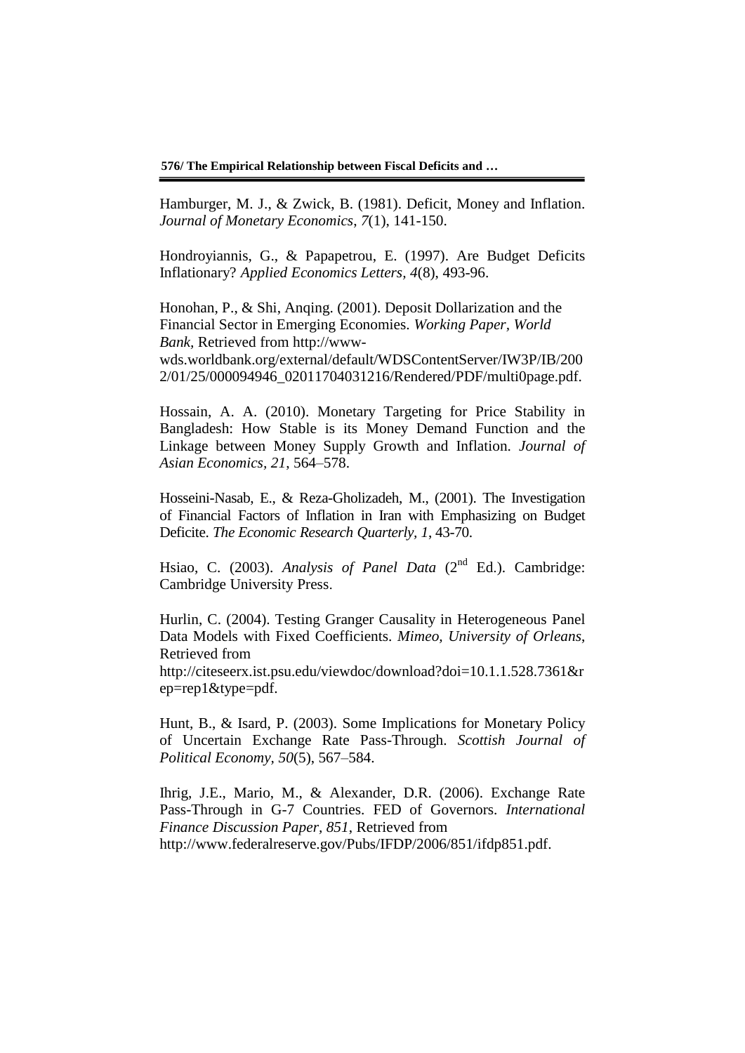Hamburger, M. J., & Zwick, B. (1981). Deficit, Money and Inflation. *Journal of Monetary Economics*, *7*(1), 141-150.

Hondroyiannis, G., & Papapetrou, E. (1997). Are Budget Deficits Inflationary? *Applied Economics Letters, 4*(8), 493-96.

Honohan, P., & Shi, Anqing. (2001). Deposit Dollarization and the Financial Sector in Emerging Economies. *Working Paper, World Bank*, Retrieved from http://www-wds.worldbank.org/external/default/WDSContentServer/IW3P/IB/2002/01/25/000094946_02011704031216/Rendered/PDF/multi0page.pdf.

Hossain, A. A. (2010). Monetary Targeting for Price Stability in Bangladesh: How Stable is its Money Demand Function and the Linkage between Money Supply Growth and Inflation. *Journal of Asian Economics, 21*, 564–578.

Hosseini-Nasab, E., & Reza-Gholizadeh, M., (2001). The Investigation of Financial Factors of Inflation in Iran with Emphasizing on Budget Deficite. *The Economic Research Quarterly, 1*, 43-70.

Hsiao, C. (2003). *Analysis of Panel Data* (2nd Ed.). Cambridge: Cambridge University Press.

Hurlin, C. (2004). Testing Granger Causality in Heterogeneous Panel Data Models with Fixed Coefficients. *Mimeo, University of Orleans*, Retrieved from http://citeseerx.ist.psu.edu/viewdoc/download?doi=10.1.1.528.7361&rep=rep1&type=pdf.

Hunt, B., & Isard, P. (2003). Some Implications for Monetary Policy of Uncertain Exchange Rate Pass-Through. *Scottish Journal of Political Economy, 50*(5), 567–584.

Ihrig, J.E., Mario, M., & Alexander, D.R. (2006). Exchange Rate Pass-Through in G-7 Countries. FED of Governors. *International Finance Discussion Paper, 851*, Retrieved from http://www.federalreserve.gov/Pubs/IFDP/2006/851/ifdp851.pdf.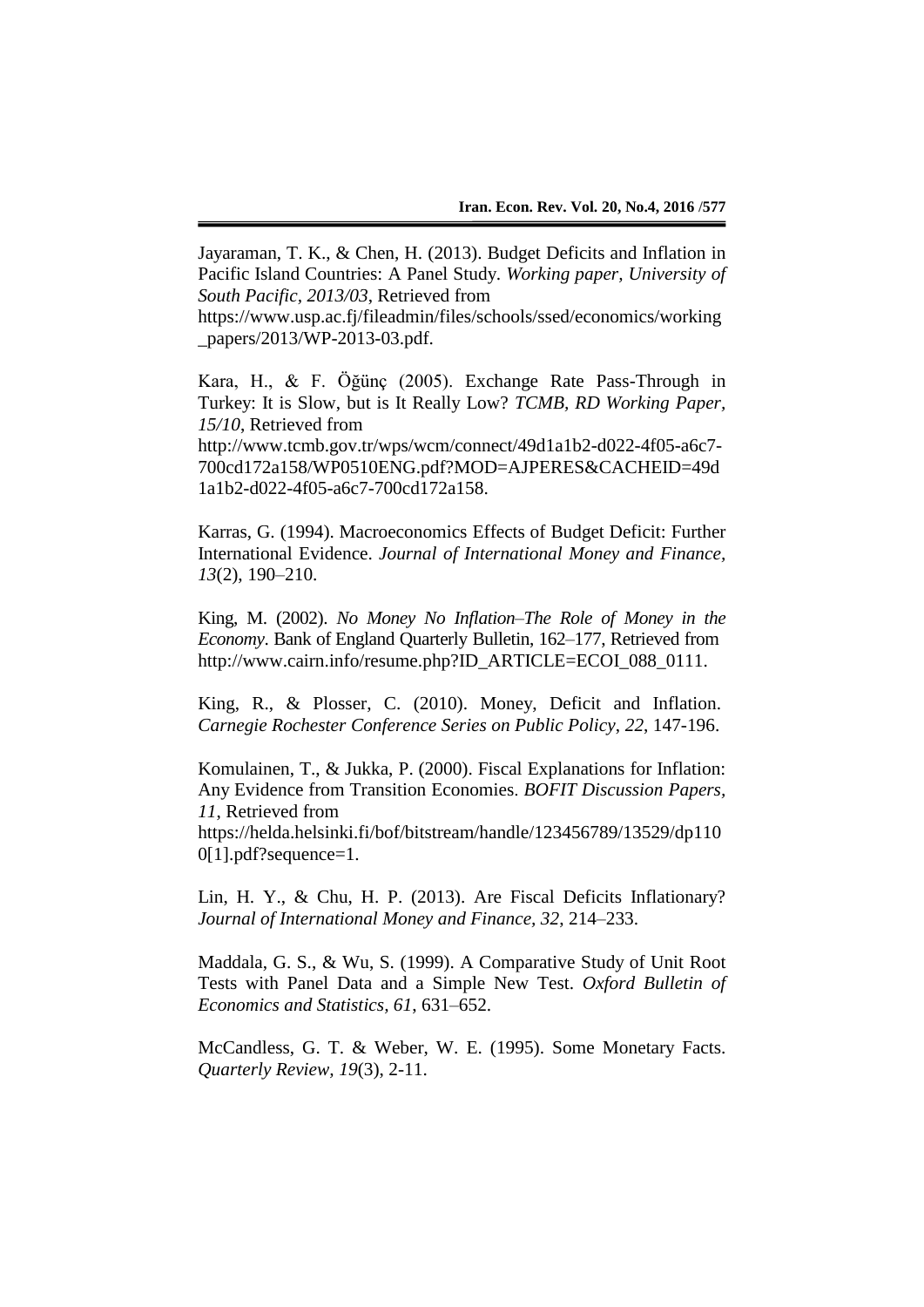Jayaraman, T. K., & Chen, H. (2013). Budget Deficits and Inflation in Pacific Island Countries: A Panel Study. *Working paper, University of South Pacific, 2013/03*, Retrieved from https://www.usp.ac.fj/fileadmin/files/schools/ssed/economics/working_papers/2013/WP-2013-03.pdf.

Kara, H., & F. Öğünç (2005). Exchange Rate Pass-Through in Turkey: It is Slow, but is It Really Low? *TCMB, RD Working Paper, 15/10*, Retrieved from http://www.tcmb.gov.tr/wps/wcm/connect/49d1a1b2-d022-4f05-a6c7-700cd172a158/WP0510ENG.pdf?MOD=AJPERES&CACHEID=49d1a1b2-d022-4f05-a6c7-700cd172a158.

Karras, G. (1994). Macroeconomics Effects of Budget Deficit: Further International Evidence. *Journal of International Money and Finance, 13*(2), 190–210.

King, M. (2002). *No Money No Inflation–The Role of Money in the Economy*. Bank of England Quarterly Bulletin, 162–177, Retrieved from http://www.cairn.info/resume.php?ID_ARTICLE=ECOI_088_0111.

King, R., & Plosser, C. (2010). Money, Deficit and Inflation. *Carnegie Rochester Conference Series on Public Policy, 22*, 147-196.

Komulainen, T., & Jukka, P. (2000). Fiscal Explanations for Inflation: Any Evidence from Transition Economies. *BOFIT Discussion Papers, 11*, Retrieved from https://helda.helsinki.fi/bof/bitstream/handle/123456789/13529/dp1100[1].pdf?sequence=1.

Lin, H. Y., & Chu, H. P. (2013). Are Fiscal Deficits Inflationary? *Journal of International Money and Finance, 32*, 214–233.

Maddala, G. S., & Wu, S. (1999). A Comparative Study of Unit Root Tests with Panel Data and a Simple New Test. *Oxford Bulletin of Economics and Statistics, 61*, 631–652.

McCandless, G. T. & Weber, W. E. (1995). Some Monetary Facts. *Quarterly Review, 19*(3), 2-11.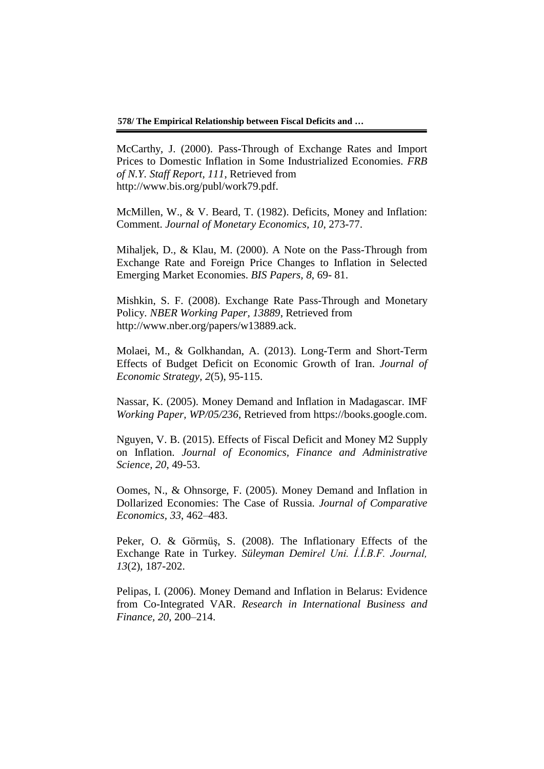McCarthy, J. (2000). Pass-Through of Exchange Rates and Import Prices to Domestic Inflation in Some Industrialized Economies. *FRB of N.Y. Staff Report, 111*, Retrieved from http://www.bis.org/publ/work79.pdf.

McMillen, W., & V. Beard, T. (1982). Deficits, Money and Inflation: Comment. *Journal of Monetary Economics, 10*, 273-77.

Mihaljek, D., & Klau, M. (2000). A Note on the Pass-Through from Exchange Rate and Foreign Price Changes to Inflation in Selected Emerging Market Economies. *BIS Papers, 8*, 69- 81.

Mishkin, S. F. (2008). Exchange Rate Pass-Through and Monetary Policy. *NBER Working Paper, 13889*, Retrieved from http://www.nber.org/papers/w13889.ack.

Molaei, M., & Golkhandan, A. (2013). Long-Term and Short-Term Effects of Budget Deficit on Economic Growth of Iran. *Journal of Economic Strategy, 2*(5), 95-115.

Nassar, K. (2005). Money Demand and Inflation in Madagascar. IMF *Working Paper, WP/05/236*, Retrieved from https://books.google.com.

Nguyen, V. B. (2015). Effects of Fiscal Deficit and Money M2 Supply on Inflation. *Journal of Economics, Finance and Administrative Science, 20*, 49-53.

Oomes, N., & Ohnsorge, F. (2005). Money Demand and Inflation in Dollarized Economies: The Case of Russia. *Journal of Comparative Economics, 33*, 462–483.

Peker, O. & Görmüş, S. (2008). The Inflationary Effects of the Exchange Rate in Turkey. *Süleyman Demirel Uni. İ.İ.B.F. Journal, 13*(2), 187-202.

Pelipas, I. (2006). Money Demand and Inflation in Belarus: Evidence from Co-Integrated VAR. *Research in International Business and Finance, 20*, 200–214.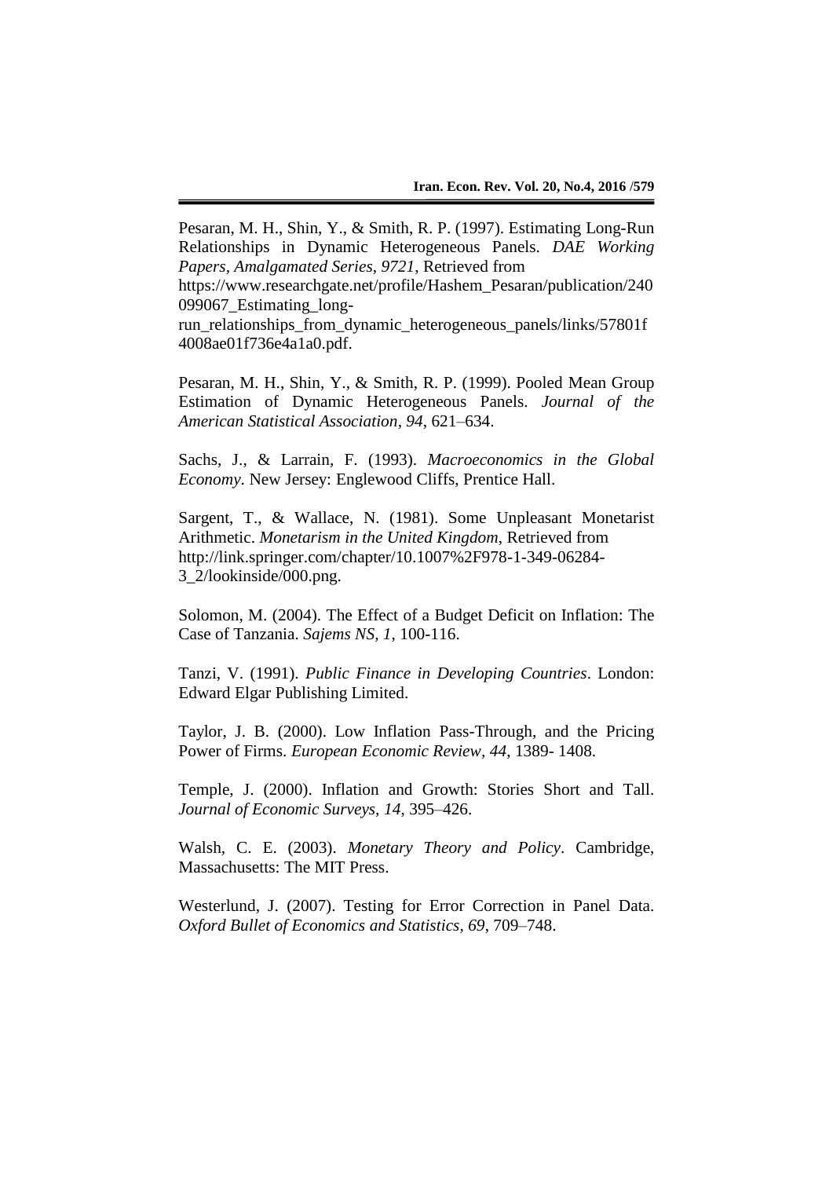Pesaran, M. H., Shin, Y., & Smith, R. P. (1997). Estimating Long-Run Relationships in Dynamic Heterogeneous Panels. *DAE Working Papers, Amalgamated Series, 9721*, Retrieved from https://www.researchgate.net/profile/Hashem_Pesaran/publication/240099067_Estimating_long-run_relationships_from_dynamic_heterogeneous_panels/links/57801f4008ae01f736e4a1a0.pdf.

Pesaran, M. H., Shin, Y., & Smith, R. P. (1999). Pooled Mean Group Estimation of Dynamic Heterogeneous Panels. *Journal of the American Statistical Association*, *94*, 621–634.

Sachs, J., & Larrain, F. (1993). *Macroeconomics in the Global Economy*. New Jersey: Englewood Cliffs, Prentice Hall.

Sargent, T., & Wallace, N. (1981). Some Unpleasant Monetarist Arithmetic. *Monetarism in the United Kingdom*, Retrieved from http://link.springer.com/chapter/10.1007%2F978-1-349-06284-3_2/lookinside/000.png.

Solomon, M. (2004). The Effect of a Budget Deficit on Inflation: The Case of Tanzania. *Sajems NS, 1*, 100-116.

Tanzi, V. (1991). *Public Finance in Developing Countries*. London: Edward Elgar Publishing Limited.

Taylor, J. B. (2000). Low Inflation Pass-Through, and the Pricing Power of Firms. *European Economic Review, 44*, 1389- 1408.

Temple, J. (2000). Inflation and Growth: Stories Short and Tall. *Journal of Economic Surveys, 14*, 395–426.

Walsh, C. E. (2003). *Monetary Theory and Policy*. Cambridge, Massachusetts: The MIT Press.

Westerlund, J. (2007). Testing for Error Correction in Panel Data. *Oxford Bullet of Economics and Statistics*, *69*, 709–748.